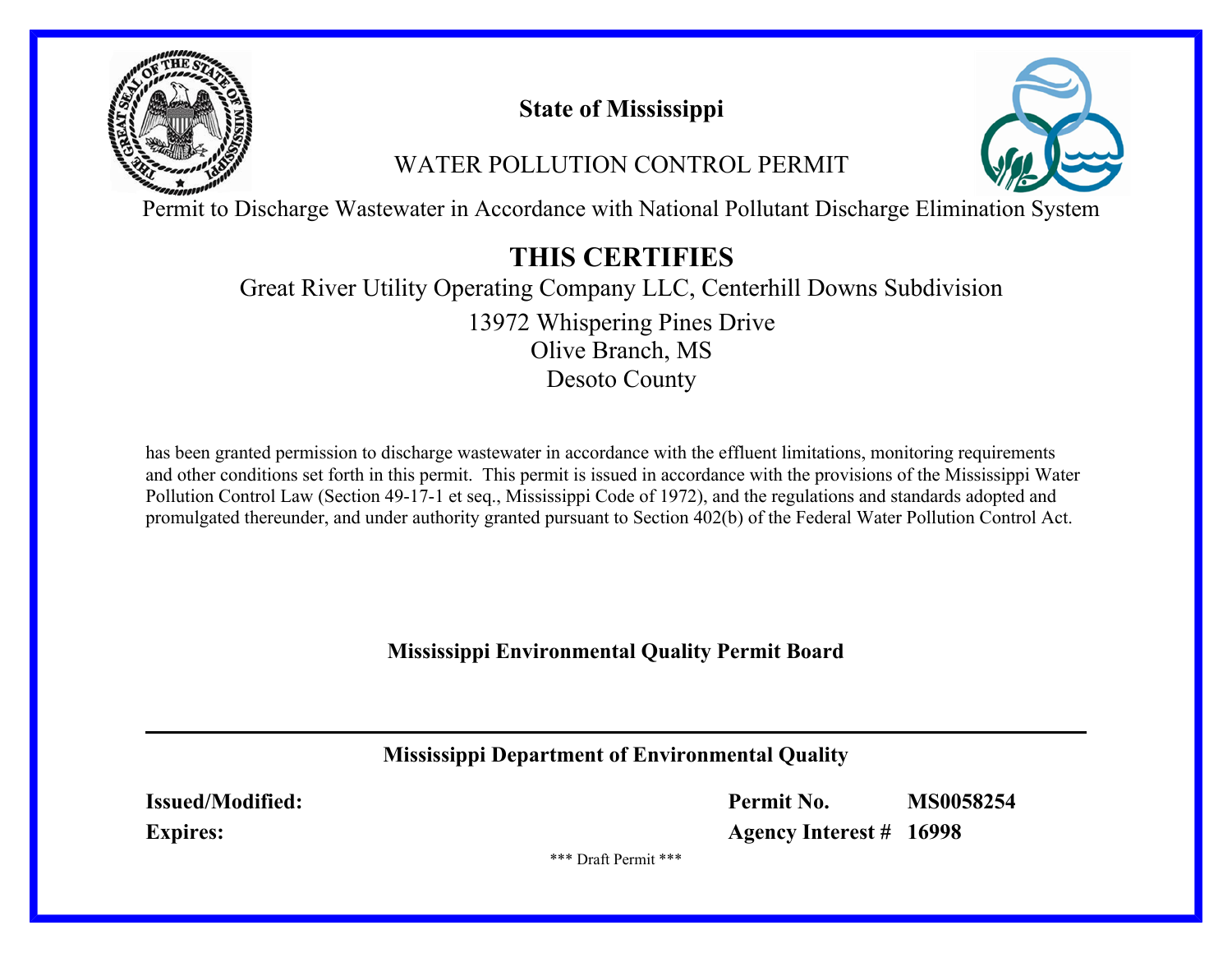# State of Mississippi

## WATER POLLUTION CONTROL PERMIT

Permit to Discharge Wastewater in Accordance with National Pollutant Discharge Elimination System

## THIS CERTIFIES

Great River Utility Operating Company LLC, Centerhill Downs Subdivision

13972 Whispering Pines Drive
Olive Branch, MS
Desoto County

has been granted permission to discharge wastewater in accordance with the effluent limitations, monitoring requirements and other conditions set forth in this permit. This permit is issued in accordance with the provisions of the Mississippi Water Pollution Control Law (Section 49-17-1 et seq., Mississippi Code of 1972), and the regulations and standards adopted and promulgated thereunder, and under authority granted pursuant to Section 402(b) of the Federal Water Pollution Control Act.

**Mississippi Environmental Quality Permit Board**

---

**Mississippi Department of Environmental Quality**

**Issued/Modified:**
**Expires:**

**Permit No.** **MS0058254**
**Agency Interest #** **16998**

\*\*\* Draft Permit \*\*\*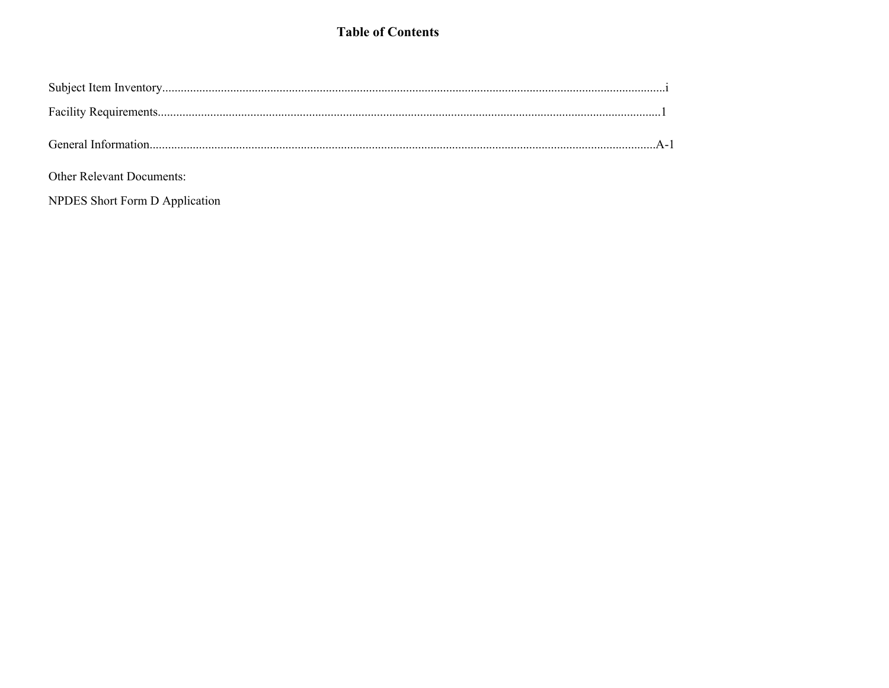# Table of Contents

Subject Item Inventory.................................................................................................................................................i

Facility Requirements.................................................................................................................................................1

General Information.................................................................................................................................................A-1

Other Relevant Documents:

NPDES Short Form D Application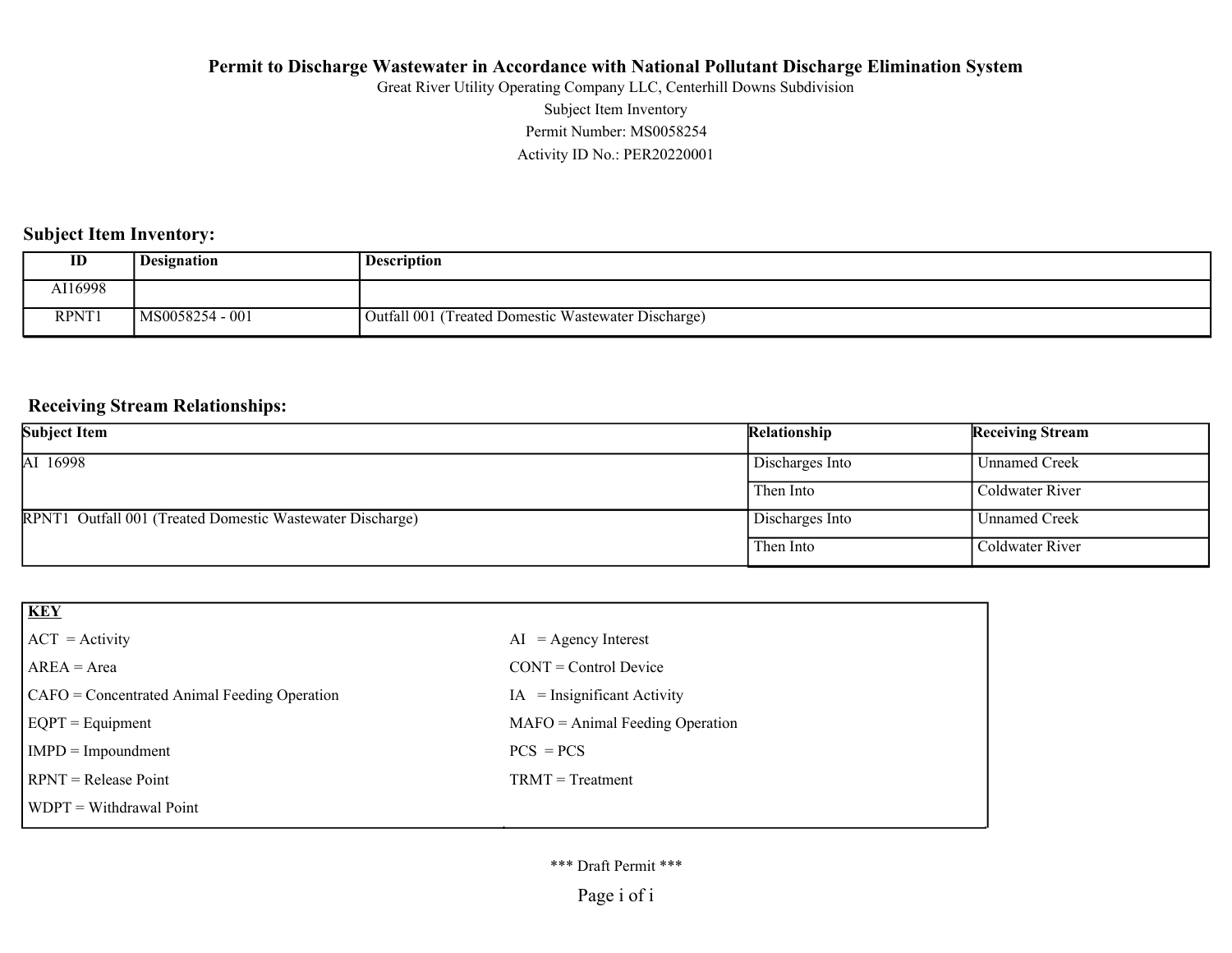**Permit to Discharge Wastewater in Accordance with National Pollutant Discharge Elimination System**

Great River Utility Operating Company LLC, Centerhill Downs Subdivision

Subject Item Inventory

Permit Number: MS0058254

Activity ID No.: PER20220001

## Subject Item Inventory:

| ID | Designation | Description |
|---|---|---|
| AI16998 | | |
| RPNT1 | MS0058254 - 001 | Outfall 001 (Treated Domestic Wastewater Discharge) |

## Receiving Stream Relationships:

| Subject Item | Relationship | Receiving Stream |
|---|---|---|
| AI 16998 | Discharges Into | Unnamed Creek |
| | Then Into | Coldwater River |
| RPNT1 Outfall 001 (Treated Domestic Wastewater Discharge) | Discharges Into | Unnamed Creek |
| | Then Into | Coldwater River |

**KEY**

| | |
|---|---|
| ACT = Activity | AI = Agency Interest |
| AREA = Area | CONT = Control Device |
| CAFO = Concentrated Animal Feeding Operation | IA = Insignificant Activity |
| EQPT = Equipment | MAFO = Animal Feeding Operation |
| IMPD = Impoundment | PCS = PCS |
| RPNT = Release Point | TRMT = Treatment |
| WDPT = Withdrawal Point | |

*** Draft Permit ***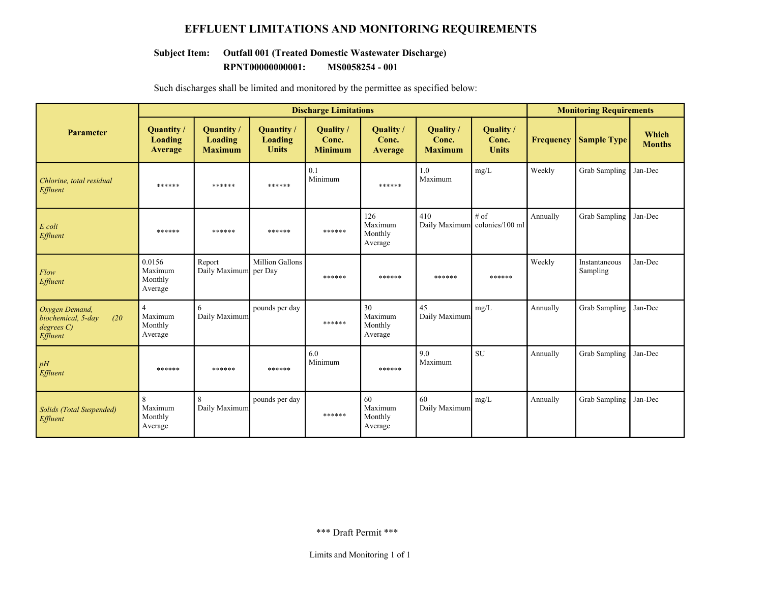# EFFLUENT LIMITATIONS AND MONITORING REQUIREMENTS

**Subject Item: Outfall 001 (Treated Domestic Wastewater Discharge)**
**RPNT00000000001: MS0058254 - 001**

Such discharges shall be limited and monitored by the permittee as specified below:

| Parameter | Discharge Limitations | | | | | | | Monitoring Requirements | | |
|---|---|---|---|---|---|---|---|---|---|---|
| | Quantity / Loading Average | Quantity / Loading Maximum | Quantity / Loading Units | Quality / Conc. Minimum | Quality / Conc. Average | Quality / Conc. Maximum | Quality / Conc. Units | Frequency | Sample Type | Which Months |
| *Chlorine, total residual Effluent* | ****** | ****** | ****** | 0.1 Minimum | ****** | 1.0 Maximum | mg/L | Weekly | Grab Sampling | Jan-Dec |
| *E coli Effluent* | ****** | ****** | ****** | ****** | 126 Maximum Monthly Average | 410 Daily Maximum | # of colonies/100 ml | Annually | Grab Sampling | Jan-Dec |
| *Flow Effluent* | 0.0156 Maximum Monthly Average | Report Daily Maximum | Million Gallons per Day | ****** | ****** | ****** | ****** | Weekly | Instantaneous Sampling | Jan-Dec |
| *Oxygen Demand, biochemical, 5-day (20 degrees C) Effluent* | 4 Maximum Monthly Average | 6 Daily Maximum | pounds per day | ****** | 30 Maximum Monthly Average | 45 Daily Maximum | mg/L | Annually | Grab Sampling | Jan-Dec |
| *pH Effluent* | ****** | ****** | ****** | 6.0 Minimum | ****** | 9.0 Maximum | SU | Annually | Grab Sampling | Jan-Dec |
| *Solids (Total Suspended) Effluent* | 8 Maximum Monthly Average | 8 Daily Maximum | pounds per day | ****** | 60 Maximum Monthly Average | 60 Daily Maximum | mg/L | Annually | Grab Sampling | Jan-Dec |

*** Draft Permit ***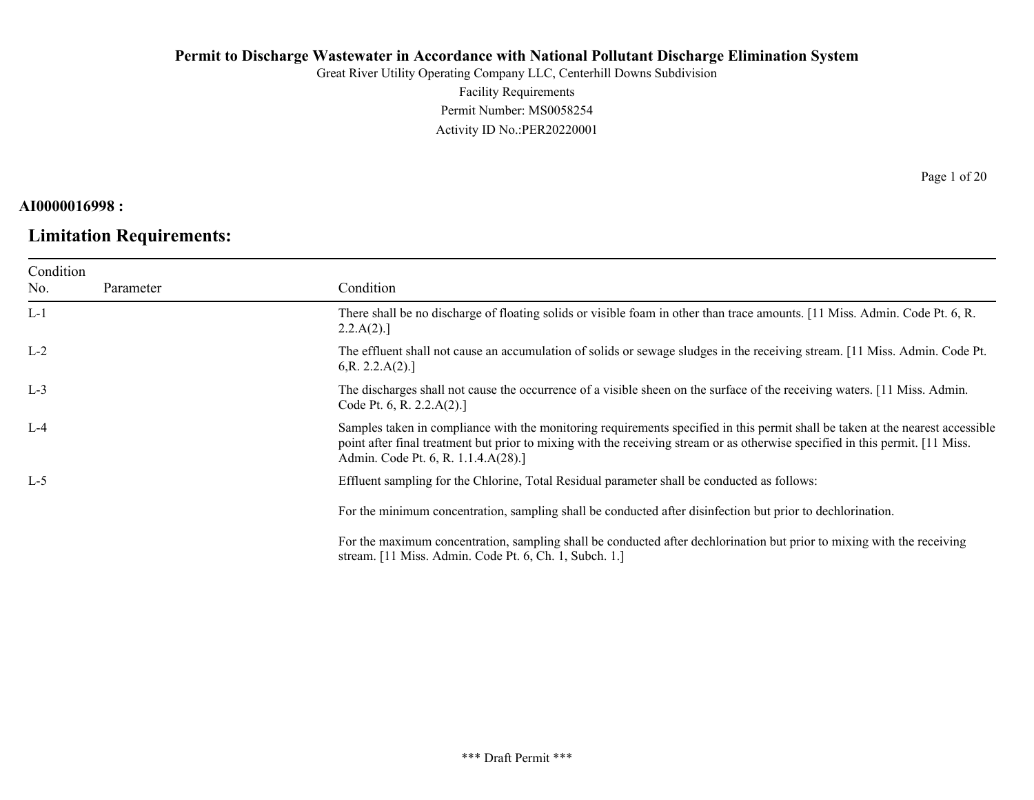**Permit to Discharge Wastewater in Accordance with National Pollutant Discharge Elimination System**

Great River Utility Operating Company LLC, Centerhill Downs Subdivision

Facility Requirements

Permit Number: MS0058254

Activity ID No.:PER20220001

**AI0000016998 :**

## Limitation Requirements:

| Condition No. | Parameter | Condition |
|---|---|---|
| L-1 | | There shall be no discharge of floating solids or visible foam in other than trace amounts. [11 Miss. Admin. Code Pt. 6, R. 2.2.A(2).] |
| L-2 | | The effluent shall not cause an accumulation of solids or sewage sludges in the receiving stream. [11 Miss. Admin. Code Pt. 6,R. 2.2.A(2).] |
| L-3 | | The discharges shall not cause the occurrence of a visible sheen on the surface of the receiving waters. [11 Miss. Admin. Code Pt. 6, R. 2.2.A(2).] |
| L-4 | | Samples taken in compliance with the monitoring requirements specified in this permit shall be taken at the nearest accessible point after final treatment but prior to mixing with the receiving stream or as otherwise specified in this permit. [11 Miss. Admin. Code Pt. 6, R. 1.1.4.A(28).] |
| L-5 | | Effluent sampling for the Chlorine, Total Residual parameter shall be conducted as follows:<br><br>For the minimum concentration, sampling shall be conducted after disinfection but prior to dechlorination.<br><br>For the maximum concentration, sampling shall be conducted after dechlorination but prior to mixing with the receiving stream. [11 Miss. Admin. Code Pt. 6, Ch. 1, Subch. 1.] |

\*\*\* Draft Permit \*\*\*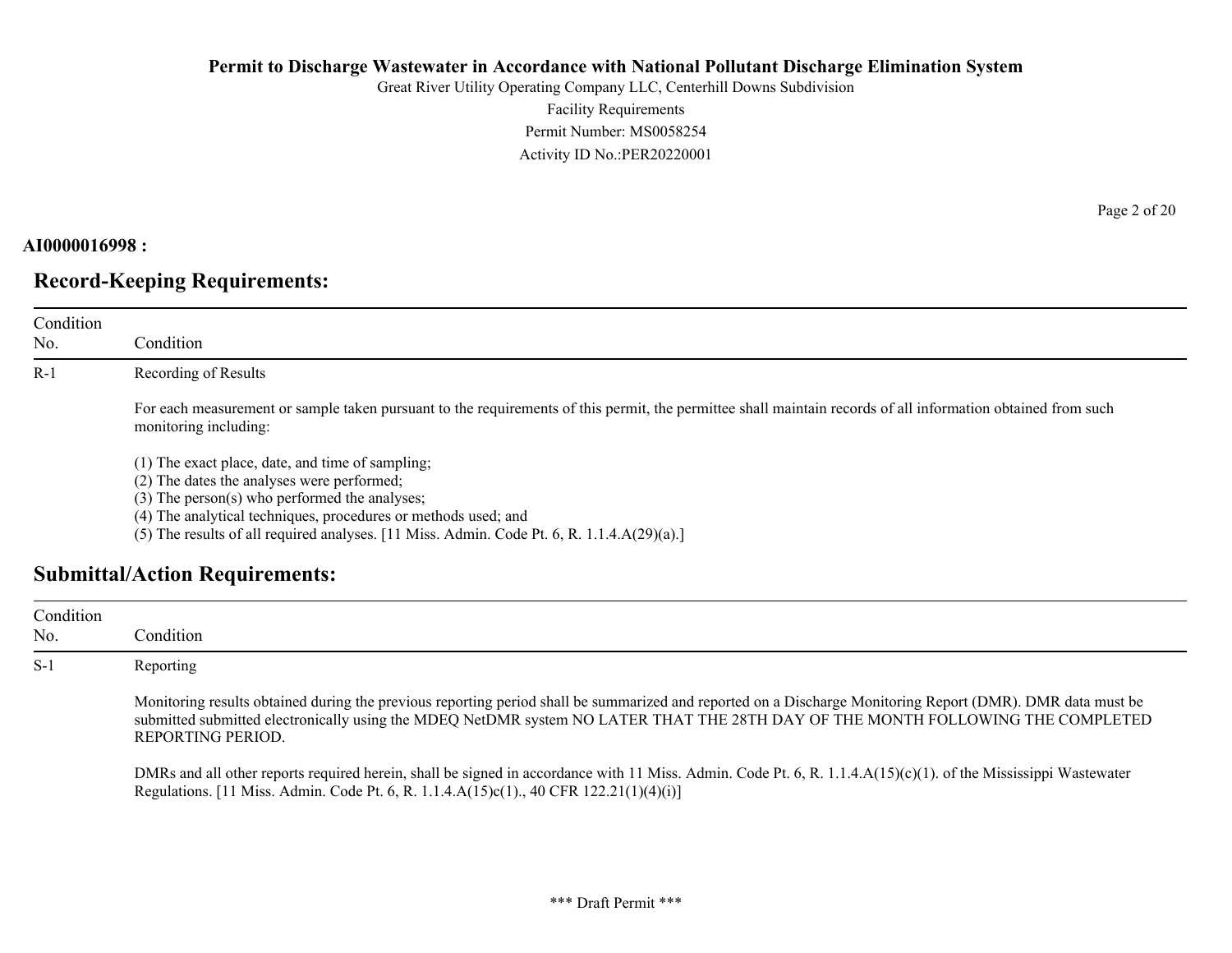**AI0000016998 :**

## Record-Keeping Requirements:

| Condition No. | Condition |
|---|---|
| R-1 | Recording of Results<br><br>For each measurement or sample taken pursuant to the requirements of this permit, the permittee shall maintain records of all information obtained from such monitoring including:<br><br>(1) The exact place, date, and time of sampling;<br>(2) The dates the analyses were performed;<br>(3) The person(s) who performed the analyses;<br>(4) The analytical techniques, procedures or methods used; and<br>(5) The results of all required analyses. [11 Miss. Admin. Code Pt. 6, R. 1.1.4.A(29)(a).] |

## Submittal/Action Requirements:

| Condition No. | Condition |
|---|---|
| S-1 | Reporting<br><br>Monitoring results obtained during the previous reporting period shall be summarized and reported on a Discharge Monitoring Report (DMR). DMR data must be submitted submitted electronically using the MDEQ NetDMR system NO LATER THAT THE 28TH DAY OF THE MONTH FOLLOWING THE COMPLETED REPORTING PERIOD.<br><br>DMRs and all other reports required herein, shall be signed in accordance with 11 Miss. Admin. Code Pt. 6, R. 1.1.4.A(15)(c)(1). of the Mississippi Wastewater Regulations. [11 Miss. Admin. Code Pt. 6, R. 1.1.4.A(15)c(1)., 40 CFR 122.21(1)(4)(i)] |

*** Draft Permit ***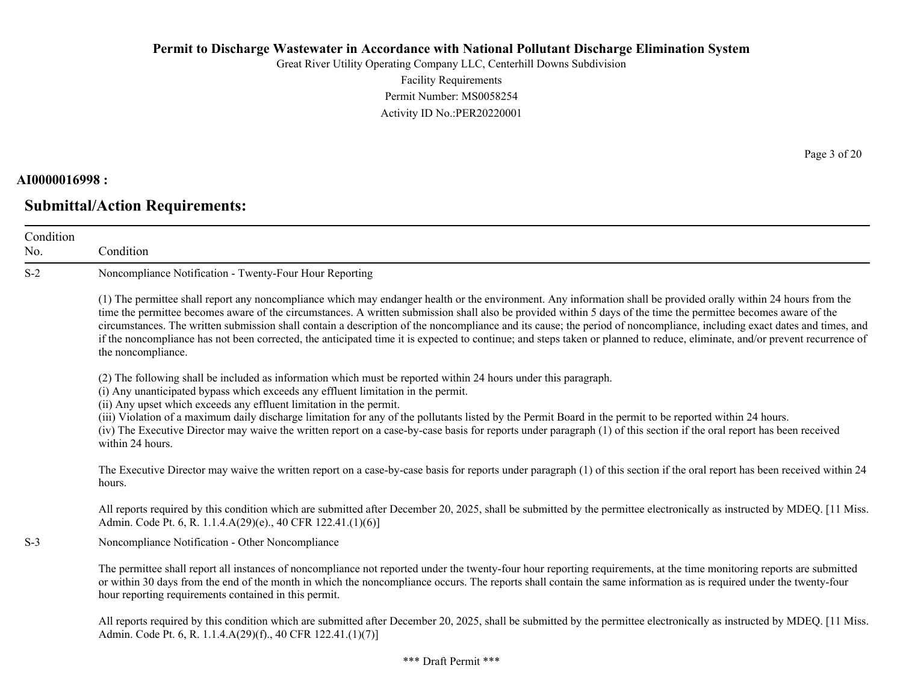**AI0000016998 :**

## Submittal/Action Requirements:

| Condition No. | Condition |
|---|---|
| S-2 | Noncompliance Notification - Twenty-Four Hour Reporting<br><br>(1) The permittee shall report any noncompliance which may endanger health or the environment. Any information shall be provided orally within 24 hours from the time the permittee becomes aware of the circumstances. A written submission shall also be provided within 5 days of the time the permittee becomes aware of the circumstances. The written submission shall contain a description of the noncompliance and its cause; the period of noncompliance, including exact dates and times, and if the noncompliance has not been corrected, the anticipated time it is expected to continue; and steps taken or planned to reduce, eliminate, and/or prevent recurrence of the noncompliance.<br><br>(2) The following shall be included as information which must be reported within 24 hours under this paragraph.<br>(i) Any unanticipated bypass which exceeds any effluent limitation in the permit.<br>(ii) Any upset which exceeds any effluent limitation in the permit.<br>(iii) Violation of a maximum daily discharge limitation for any of the pollutants listed by the Permit Board in the permit to be reported within 24 hours.<br>(iv) The Executive Director may waive the written report on a case-by-case basis for reports under paragraph (1) of this section if the oral report has been received within 24 hours.<br><br>The Executive Director may waive the written report on a case-by-case basis for reports under paragraph (1) of this section if the oral report has been received within 24 hours.<br><br>All reports required by this condition which are submitted after December 20, 2025, shall be submitted by the permittee electronically as instructed by MDEQ. [11 Miss. Admin. Code Pt. 6, R. 1.1.4.A(29)(e)., 40 CFR 122.41.(1)(6)] |
| S-3 | Noncompliance Notification - Other Noncompliance<br><br>The permittee shall report all instances of noncompliance not reported under the twenty-four hour reporting requirements, at the time monitoring reports are submitted or within 30 days from the end of the month in which the noncompliance occurs. The reports shall contain the same information as is required under the twenty-four hour reporting requirements contained in this permit.<br><br>All reports required by this condition which are submitted after December 20, 2025, shall be submitted by the permittee electronically as instructed by MDEQ. [11 Miss. Admin. Code Pt. 6, R. 1.1.4.A(29)(f)., 40 CFR 122.41.(1)(7)] |

\*\*\* Draft Permit \*\*\*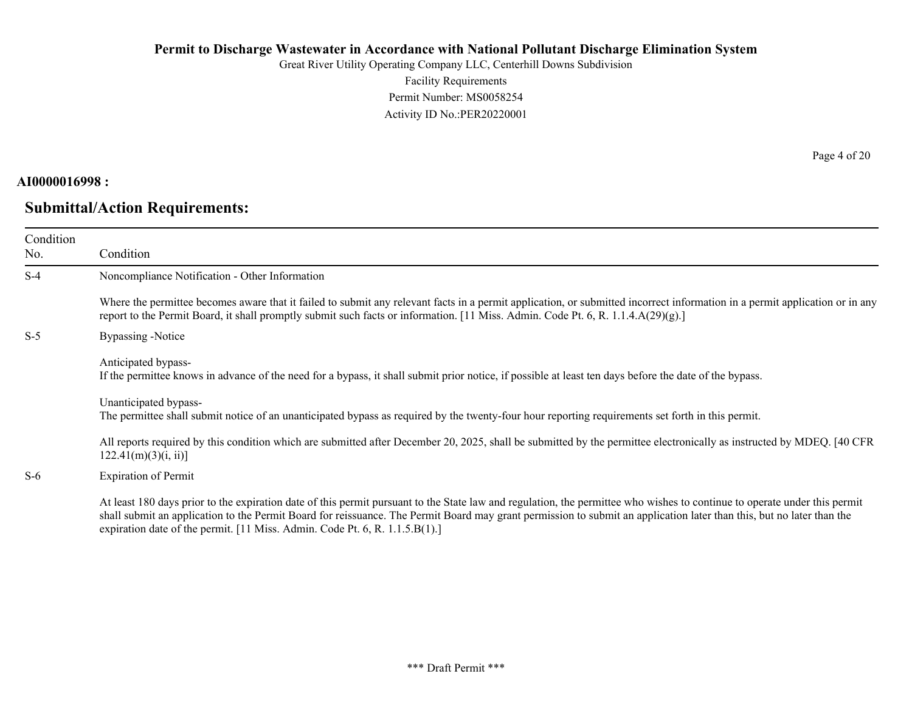**AI0000016998 :**

## Submittal/Action Requirements:

| Condition No. | Condition |
|---|---|
| S-4 | Noncompliance Notification - Other Information<br><br>Where the permittee becomes aware that it failed to submit any relevant facts in a permit application, or submitted incorrect information in a permit application or in any report to the Permit Board, it shall promptly submit such facts or information. [11 Miss. Admin. Code Pt. 6, R. 1.1.4.A(29)(g).] |
| S-5 | Bypassing -Notice<br><br>Anticipated bypass-<br>If the permittee knows in advance of the need for a bypass, it shall submit prior notice, if possible at least ten days before the date of the bypass.<br><br>Unanticipated bypass-<br>The permittee shall submit notice of an unanticipated bypass as required by the twenty-four hour reporting requirements set forth in this permit.<br><br>All reports required by this condition which are submitted after December 20, 2025, shall be submitted by the permittee electronically as instructed by MDEQ. [40 CFR 122.41(m)(3)(i, ii)] |
| S-6 | Expiration of Permit<br><br>At least 180 days prior to the expiration date of this permit pursuant to the State law and regulation, the permittee who wishes to continue to operate under this permit shall submit an application to the Permit Board for reissuance. The Permit Board may grant permission to submit an application later than this, but no later than the expiration date of the permit. [11 Miss. Admin. Code Pt. 6, R. 1.1.5.B(1).] |

*** Draft Permit ***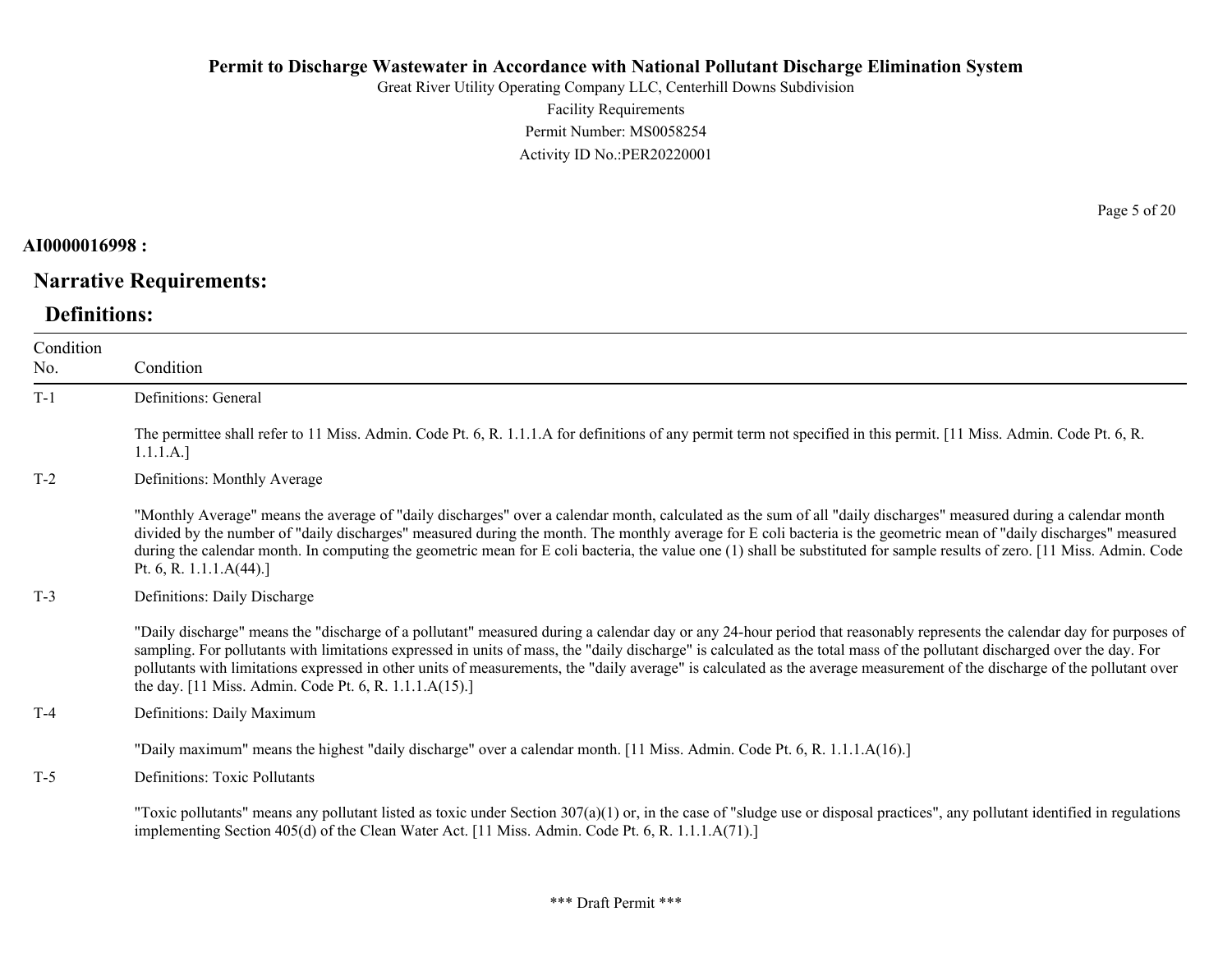**AI0000016998 :**

## Narrative Requirements:

### Definitions:

| Condition No. | Condition |
|---|---|
| T-1 | Definitions: General<br><br>The permittee shall refer to 11 Miss. Admin. Code Pt. 6, R. 1.1.1.A for definitions of any permit term not specified in this permit. [11 Miss. Admin. Code Pt. 6, R. 1.1.1.A.] |
| T-2 | Definitions: Monthly Average<br><br>"Monthly Average" means the average of "daily discharges" over a calendar month, calculated as the sum of all "daily discharges" measured during a calendar month divided by the number of "daily discharges" measured during the month. The monthly average for E coli bacteria is the geometric mean of "daily discharges" measured during the calendar month. In computing the geometric mean for E coli bacteria, the value one (1) shall be substituted for sample results of zero. [11 Miss. Admin. Code Pt. 6, R. 1.1.1.A(44).] |
| T-3 | Definitions: Daily Discharge<br><br>"Daily discharge" means the "discharge of a pollutant" measured during a calendar day or any 24-hour period that reasonably represents the calendar day for purposes of sampling. For pollutants with limitations expressed in units of mass, the "daily discharge" is calculated as the total mass of the pollutant discharged over the day. For pollutants with limitations expressed in other units of measurements, the "daily average" is calculated as the average measurement of the discharge of the pollutant over the day. [11 Miss. Admin. Code Pt. 6, R. 1.1.1.A(15).] |
| T-4 | Definitions: Daily Maximum<br><br>"Daily maximum" means the highest "daily discharge" over a calendar month. [11 Miss. Admin. Code Pt. 6, R. 1.1.1.A(16).] |
| T-5 | Definitions: Toxic Pollutants<br><br>"Toxic pollutants" means any pollutant listed as toxic under Section 307(a)(1) or, in the case of "sludge use or disposal practices", any pollutant identified in regulations implementing Section 405(d) of the Clean Water Act. [11 Miss. Admin. Code Pt. 6, R. 1.1.1.A(71).] |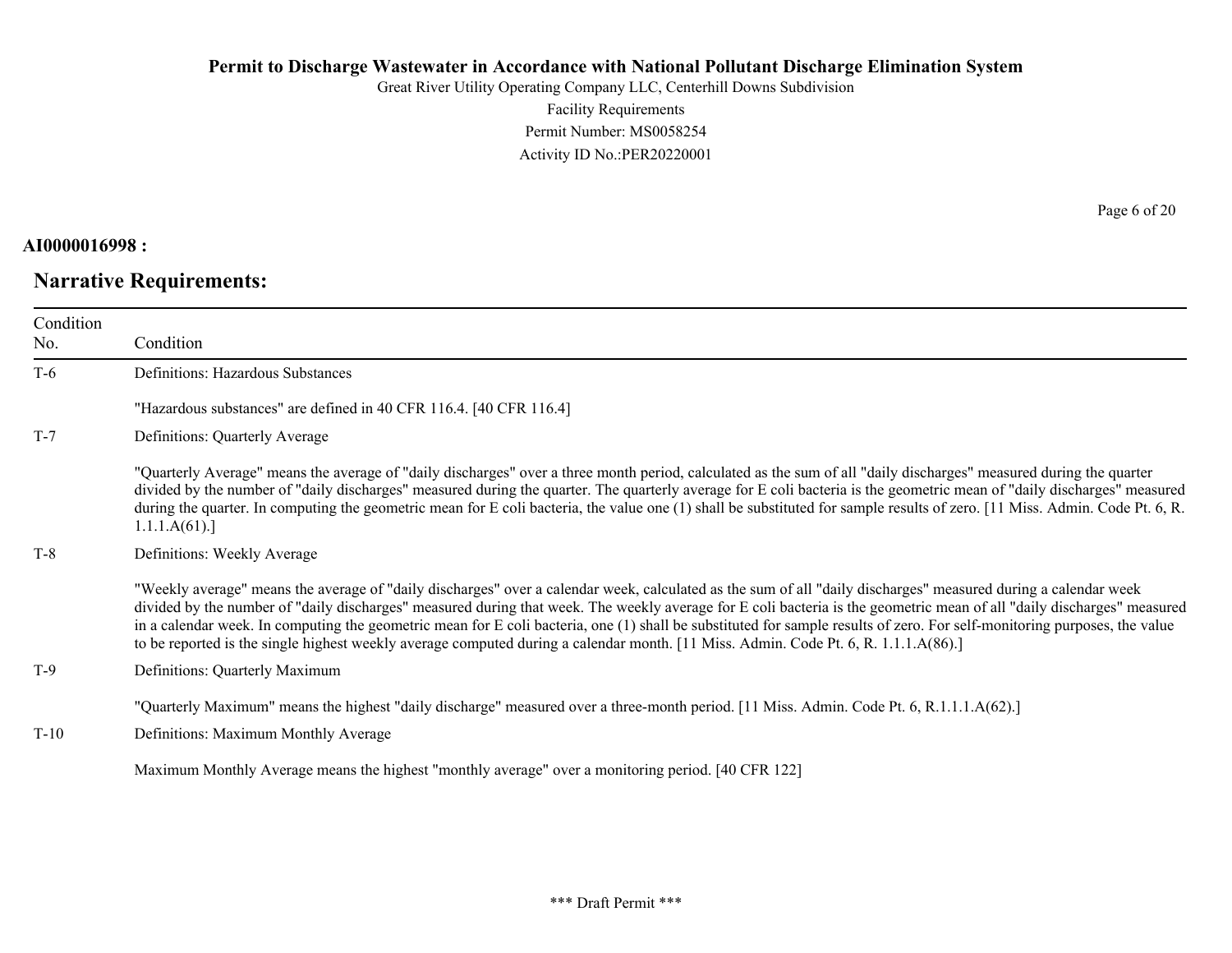**AI0000016998 :**

## Narrative Requirements:

| Condition No. | Condition |
|---|---|
| T-6 | Definitions: Hazardous Substances<br><br>"Hazardous substances" are defined in 40 CFR 116.4. [40 CFR 116.4] |
| T-7 | Definitions: Quarterly Average<br><br>"Quarterly Average" means the average of "daily discharges" over a three month period, calculated as the sum of all "daily discharges" measured during the quarter divided by the number of "daily discharges" measured during the quarter. The quarterly average for E coli bacteria is the geometric mean of "daily discharges" measured during the quarter. In computing the geometric mean for E coli bacteria, the value one (1) shall be substituted for sample results of zero. [11 Miss. Admin. Code Pt. 6, R. 1.1.1.A(61).] |
| T-8 | Definitions: Weekly Average<br><br>"Weekly average" means the average of "daily discharges" over a calendar week, calculated as the sum of all "daily discharges" measured during a calendar week divided by the number of "daily discharges" measured during that week. The weekly average for E coli bacteria is the geometric mean of all "daily discharges" measured in a calendar week. In computing the geometric mean for E coli bacteria, one (1) shall be substituted for sample results of zero. For self-monitoring purposes, the value to be reported is the single highest weekly average computed during a calendar month. [11 Miss. Admin. Code Pt. 6, R. 1.1.1.A(86).] |
| T-9 | Definitions: Quarterly Maximum<br><br>"Quarterly Maximum" means the highest "daily discharge" measured over a three-month period. [11 Miss. Admin. Code Pt. 6, R.1.1.1.A(62).] |
| T-10 | Definitions: Maximum Monthly Average<br><br>Maximum Monthly Average means the highest "monthly average" over a monitoring period. [40 CFR 122] |

\*\*\* Draft Permit \*\*\*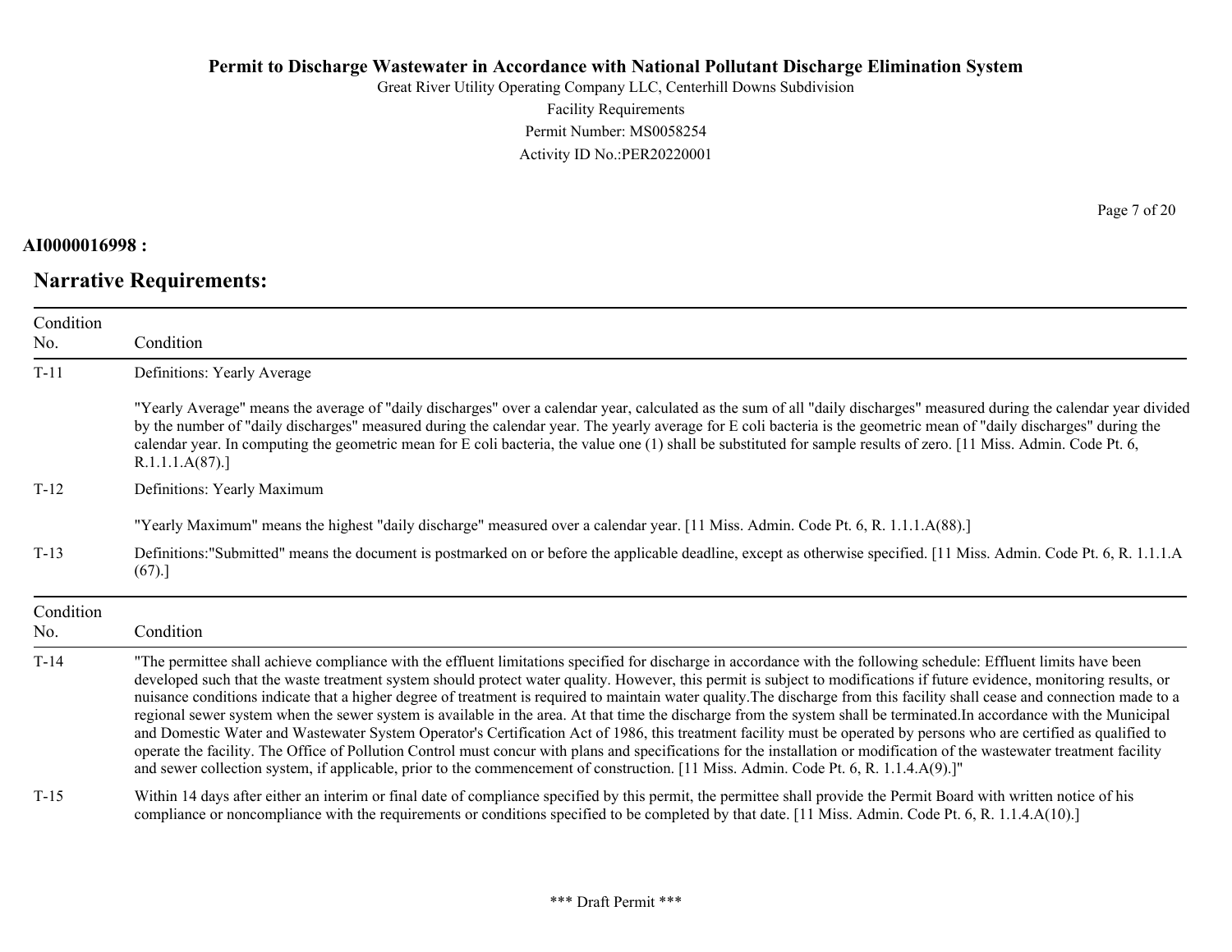**AI0000016998 :**

## Narrative Requirements:

| Condition No. | Condition |
|---|---|
| T-11 | Definitions: Yearly Average<br><br>"Yearly Average" means the average of "daily discharges" over a calendar year, calculated as the sum of all "daily discharges" measured during the calendar year divided by the number of "daily discharges" measured during the calendar year. The yearly average for E coli bacteria is the geometric mean of "daily discharges" during the calendar year. In computing the geometric mean for E coli bacteria, the value one (1) shall be substituted for sample results of zero. [11 Miss. Admin. Code Pt. 6, R.1.1.1.A(87).] |
| T-12 | Definitions: Yearly Maximum<br><br>"Yearly Maximum" means the highest "daily discharge" measured over a calendar year. [11 Miss. Admin. Code Pt. 6, R. 1.1.1.A(88).] |
| T-13 | Definitions:"Submitted" means the document is postmarked on or before the applicable deadline, except as otherwise specified. [11 Miss. Admin. Code Pt. 6, R. 1.1.1.A (67).] |

| Condition No. | Condition |
|---|---|
| T-14 | "The permittee shall achieve compliance with the effluent limitations specified for discharge in accordance with the following schedule: Effluent limits have been developed such that the waste treatment system should protect water quality. However, this permit is subject to modifications if future evidence, monitoring results, or nuisance conditions indicate that a higher degree of treatment is required to maintain water quality.The discharge from this facility shall cease and connection made to a regional sewer system when the sewer system is available in the area. At that time the discharge from the system shall be terminated.In accordance with the Municipal and Domestic Water and Wastewater System Operator's Certification Act of 1986, this treatment facility must be operated by persons who are certified as qualified to operate the facility. The Office of Pollution Control must concur with plans and specifications for the installation or modification of the wastewater treatment facility and sewer collection system, if applicable, prior to the commencement of construction. [11 Miss. Admin. Code Pt. 6, R. 1.1.4.A(9).]" |
| T-15 | Within 14 days after either an interim or final date of compliance specified by this permit, the permittee shall provide the Permit Board with written notice of his compliance or noncompliance with the requirements or conditions specified to be completed by that date. [11 Miss. Admin. Code Pt. 6, R. 1.1.4.A(10).] |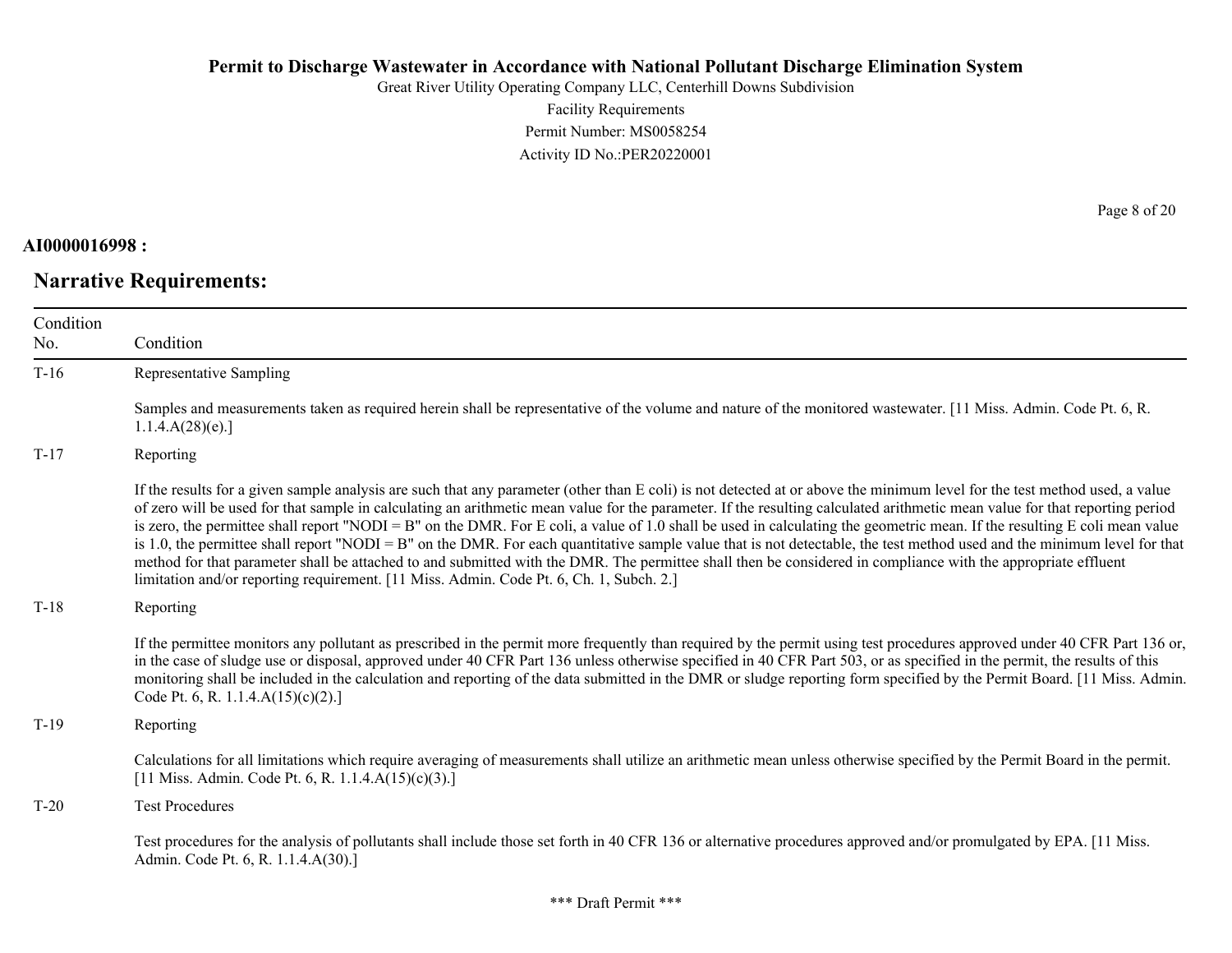**AI0000016998 :**

## Narrative Requirements:

| Condition No. | Condition |
|---|---|
| T-16 | Representative Sampling<br><br>Samples and measurements taken as required herein shall be representative of the volume and nature of the monitored wastewater. [11 Miss. Admin. Code Pt. 6, R. 1.1.4.A(28)(e).] |
| T-17 | Reporting<br><br>If the results for a given sample analysis are such that any parameter (other than E coli) is not detected at or above the minimum level for the test method used, a value of zero will be used for that sample in calculating an arithmetic mean value for the parameter. If the resulting calculated arithmetic mean value for that reporting period is zero, the permittee shall report "NODI = B" on the DMR. For E coli, a value of 1.0 shall be used in calculating the geometric mean. If the resulting E coli mean value is 1.0, the permittee shall report "NODI = B" on the DMR. For each quantitative sample value that is not detectable, the test method used and the minimum level for that method for that parameter shall be attached to and submitted with the DMR. The permittee shall then be considered in compliance with the appropriate effluent limitation and/or reporting requirement. [11 Miss. Admin. Code Pt. 6, Ch. 1, Subch. 2.] |
| T-18 | Reporting<br><br>If the permittee monitors any pollutant as prescribed in the permit more frequently than required by the permit using test procedures approved under 40 CFR Part 136 or, in the case of sludge use or disposal, approved under 40 CFR Part 136 unless otherwise specified in 40 CFR Part 503, or as specified in the permit, the results of this monitoring shall be included in the calculation and reporting of the data submitted in the DMR or sludge reporting form specified by the Permit Board. [11 Miss. Admin. Code Pt. 6, R. 1.1.4.A(15)(c)(2).] |
| T-19 | Reporting<br><br>Calculations for all limitations which require averaging of measurements shall utilize an arithmetic mean unless otherwise specified by the Permit Board in the permit. [11 Miss. Admin. Code Pt. 6, R. 1.1.4.A(15)(c)(3).] |
| T-20 | Test Procedures<br><br>Test procedures for the analysis of pollutants shall include those set forth in 40 CFR 136 or alternative procedures approved and/or promulgated by EPA. [11 Miss. Admin. Code Pt. 6, R. 1.1.4.A(30).] |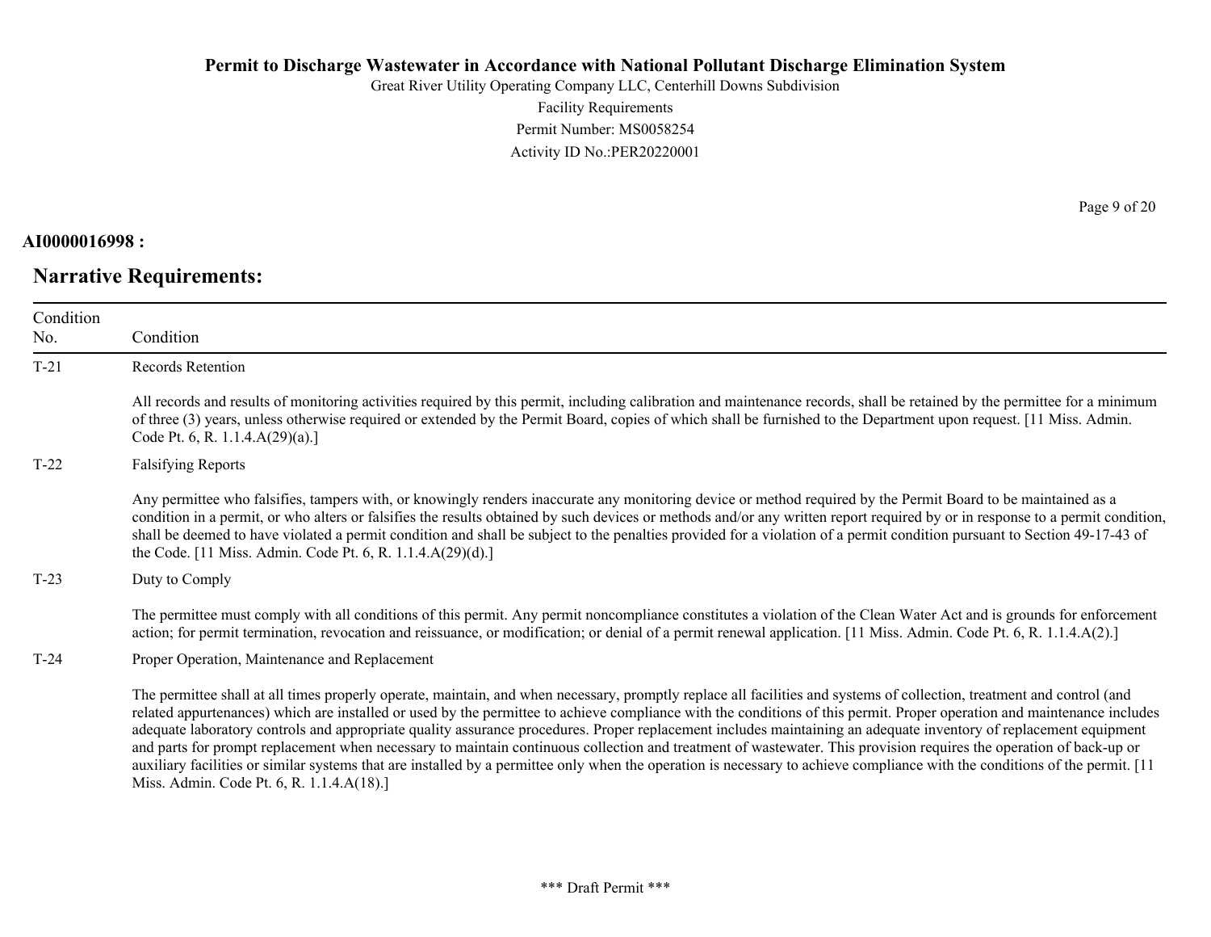**AI0000016998 :**

## Narrative Requirements:

| Condition No. | Condition |
|---|---|
| T-21 | Records Retention<br><br>All records and results of monitoring activities required by this permit, including calibration and maintenance records, shall be retained by the permittee for a minimum of three (3) years, unless otherwise required or extended by the Permit Board, copies of which shall be furnished to the Department upon request. [11 Miss. Admin. Code Pt. 6, R. 1.1.4.A(29)(a).] |
| T-22 | Falsifying Reports<br><br>Any permittee who falsifies, tampers with, or knowingly renders inaccurate any monitoring device or method required by the Permit Board to be maintained as a condition in a permit, or who alters or falsifies the results obtained by such devices or methods and/or any written report required by or in response to a permit condition, shall be deemed to have violated a permit condition and shall be subject to the penalties provided for a violation of a permit condition pursuant to Section 49-17-43 of the Code. [11 Miss. Admin. Code Pt. 6, R. 1.1.4.A(29)(d).] |
| T-23 | Duty to Comply<br><br>The permittee must comply with all conditions of this permit. Any permit noncompliance constitutes a violation of the Clean Water Act and is grounds for enforcement action; for permit termination, revocation and reissuance, or modification; or denial of a permit renewal application. [11 Miss. Admin. Code Pt. 6, R. 1.1.4.A(2).] |
| T-24 | Proper Operation, Maintenance and Replacement<br><br>The permittee shall at all times properly operate, maintain, and when necessary, promptly replace all facilities and systems of collection, treatment and control (and related appurtenances) which are installed or used by the permittee to achieve compliance with the conditions of this permit. Proper operation and maintenance includes adequate laboratory controls and appropriate quality assurance procedures. Proper replacement includes maintaining an adequate inventory of replacement equipment and parts for prompt replacement when necessary to maintain continuous collection and treatment of wastewater. This provision requires the operation of back-up or auxiliary facilities or similar systems that are installed by a permittee only when the operation is necessary to achieve compliance with the conditions of the permit. [11 Miss. Admin. Code Pt. 6, R. 1.1.4.A(18).] |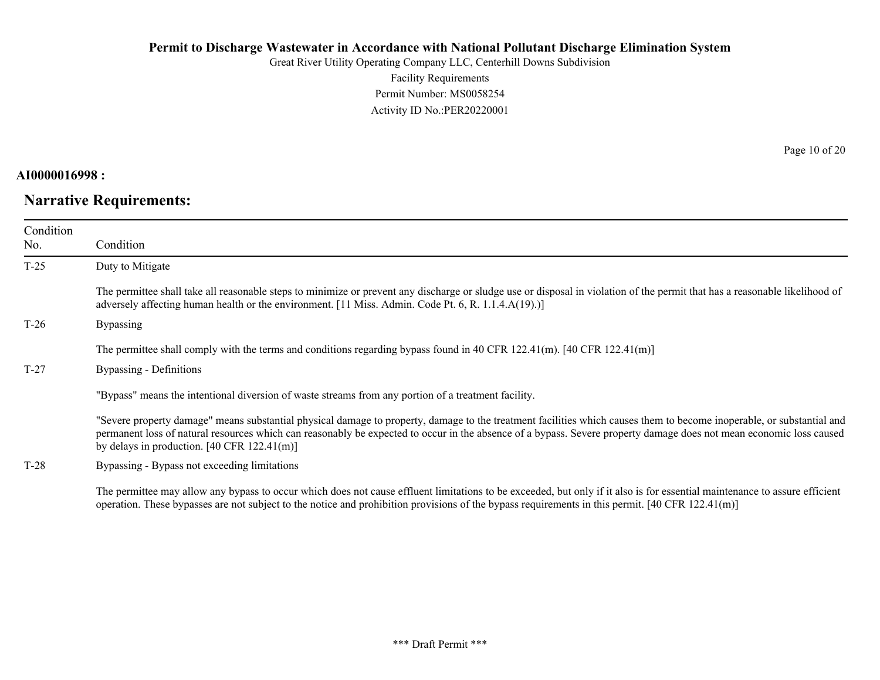**AI0000016998 :**

## Narrative Requirements:

| Condition No. | Condition |
|---|---|
| T-25 | Duty to Mitigate<br><br>The permittee shall take all reasonable steps to minimize or prevent any discharge or sludge use or disposal in violation of the permit that has a reasonable likelihood of adversely affecting human health or the environment. [11 Miss. Admin. Code Pt. 6, R. 1.1.4.A(19).)] |
| T-26 | Bypassing<br><br>The permittee shall comply with the terms and conditions regarding bypass found in 40 CFR 122.41(m). [40 CFR 122.41(m)] |
| T-27 | Bypassing - Definitions<br><br>"Bypass" means the intentional diversion of waste streams from any portion of a treatment facility.<br><br>"Severe property damage" means substantial physical damage to property, damage to the treatment facilities which causes them to become inoperable, or substantial and permanent loss of natural resources which can reasonably be expected to occur in the absence of a bypass. Severe property damage does not mean economic loss caused by delays in production. [40 CFR 122.41(m)] |
| T-28 | Bypassing - Bypass not exceeding limitations<br><br>The permittee may allow any bypass to occur which does not cause effluent limitations to be exceeded, but only if it also is for essential maintenance to assure efficient operation. These bypasses are not subject to the notice and prohibition provisions of the bypass requirements in this permit. [40 CFR 122.41(m)] |

*** Draft Permit ***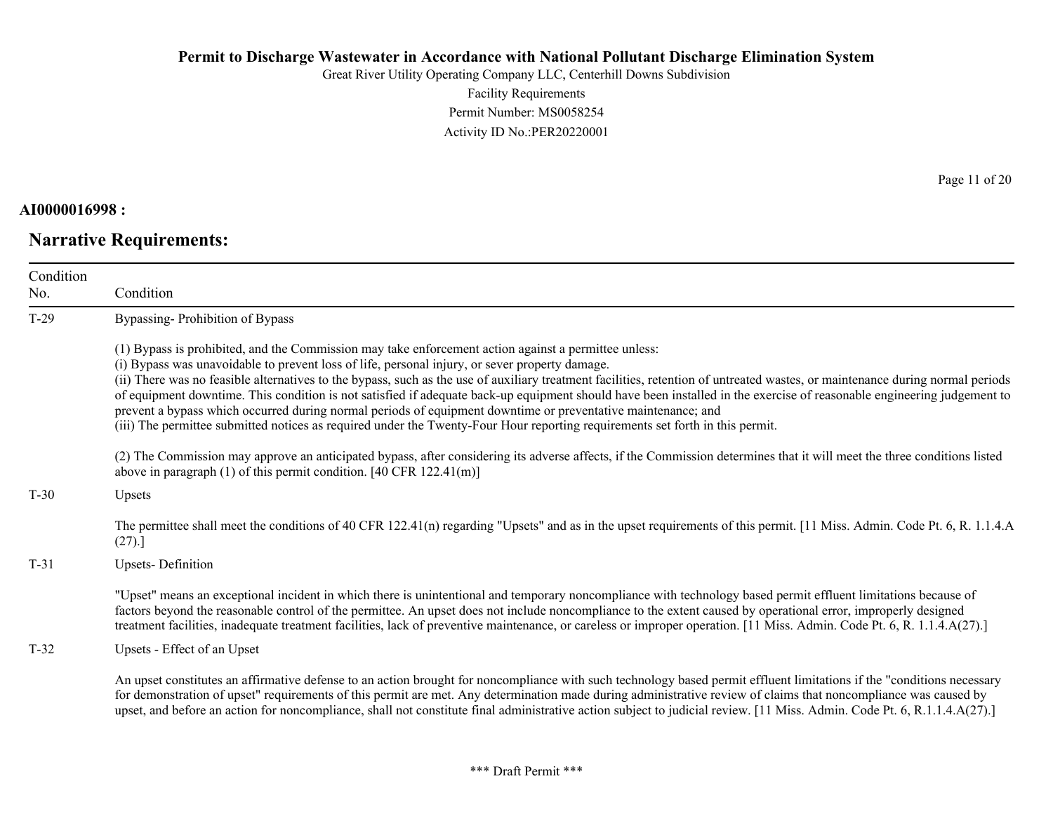**AI0000016998 :**

## Narrative Requirements:

| Condition No. | Condition |
|---|---|
| T-29 | Bypassing- Prohibition of Bypass<br><br>(1) Bypass is prohibited, and the Commission may take enforcement action against a permittee unless:<br>(i) Bypass was unavoidable to prevent loss of life, personal injury, or sever property damage.<br>(ii) There was no feasible alternatives to the bypass, such as the use of auxiliary treatment facilities, retention of untreated wastes, or maintenance during normal periods of equipment downtime. This condition is not satisfied if adequate back-up equipment should have been installed in the exercise of reasonable engineering judgement to prevent a bypass which occurred during normal periods of equipment downtime or preventative maintenance; and<br>(iii) The permittee submitted notices as required under the Twenty-Four Hour reporting requirements set forth in this permit.<br><br>(2) The Commission may approve an anticipated bypass, after considering its adverse affects, if the Commission determines that it will meet the three conditions listed above in paragraph (1) of this permit condition. [40 CFR 122.41(m)] |
| T-30 | Upsets<br><br>The permittee shall meet the conditions of 40 CFR 122.41(n) regarding "Upsets" and as in the upset requirements of this permit. [11 Miss. Admin. Code Pt. 6, R. 1.1.4.A (27).] |
| T-31 | Upsets- Definition<br><br>"Upset" means an exceptional incident in which there is unintentional and temporary noncompliance with technology based permit effluent limitations because of factors beyond the reasonable control of the permittee. An upset does not include noncompliance to the extent caused by operational error, improperly designed treatment facilities, inadequate treatment facilities, lack of preventive maintenance, or careless or improper operation. [11 Miss. Admin. Code Pt. 6, R. 1.1.4.A(27).] |
| T-32 | Upsets - Effect of an Upset<br><br>An upset constitutes an affirmative defense to an action brought for noncompliance with such technology based permit effluent limitations if the "conditions necessary for demonstration of upset" requirements of this permit are met. Any determination made during administrative review of claims that noncompliance was caused by upset, and before an action for noncompliance, shall not constitute final administrative action subject to judicial review. [11 Miss. Admin. Code Pt. 6, R.1.1.4.A(27).] |

*** Draft Permit ***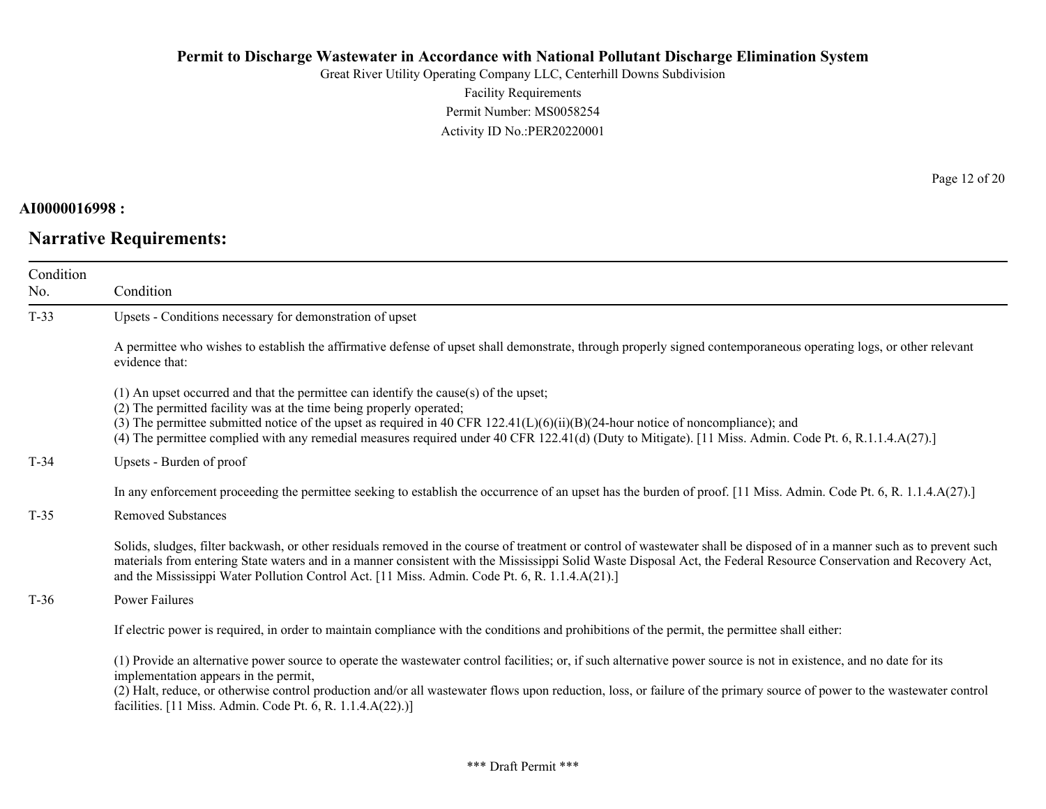**AI0000016998 :**

## Narrative Requirements:

| Condition No. | Condition |
|---|---|
| T-33 | Upsets - Conditions necessary for demonstration of upset<br><br>A permittee who wishes to establish the affirmative defense of upset shall demonstrate, through properly signed contemporaneous operating logs, or other relevant evidence that:<br><br>(1) An upset occurred and that the permittee can identify the cause(s) of the upset;<br>(2) The permitted facility was at the time being properly operated;<br>(3) The permittee submitted notice of the upset as required in 40 CFR 122.41(L)(6)(ii)(B)(24-hour notice of noncompliance); and<br>(4) The permittee complied with any remedial measures required under 40 CFR 122.41(d) (Duty to Mitigate). [11 Miss. Admin. Code Pt. 6, R.1.1.4.A(27).] |
| T-34 | Upsets - Burden of proof<br><br>In any enforcement proceeding the permittee seeking to establish the occurrence of an upset has the burden of proof. [11 Miss. Admin. Code Pt. 6, R. 1.1.4.A(27).] |
| T-35 | Removed Substances<br><br>Solids, sludges, filter backwash, or other residuals removed in the course of treatment or control of wastewater shall be disposed of in a manner such as to prevent such materials from entering State waters and in a manner consistent with the Mississippi Solid Waste Disposal Act, the Federal Resource Conservation and Recovery Act, and the Mississippi Water Pollution Control Act. [11 Miss. Admin. Code Pt. 6, R. 1.1.4.A(21).] |
| T-36 | Power Failures<br><br>If electric power is required, in order to maintain compliance with the conditions and prohibitions of the permit, the permittee shall either:<br><br>(1) Provide an alternative power source to operate the wastewater control facilities; or, if such alternative power source is not in existence, and no date for its implementation appears in the permit,<br>(2) Halt, reduce, or otherwise control production and/or all wastewater flows upon reduction, loss, or failure of the primary source of power to the wastewater control facilities. [11 Miss. Admin. Code Pt. 6, R. 1.1.4.A(22).)] |

*** Draft Permit ***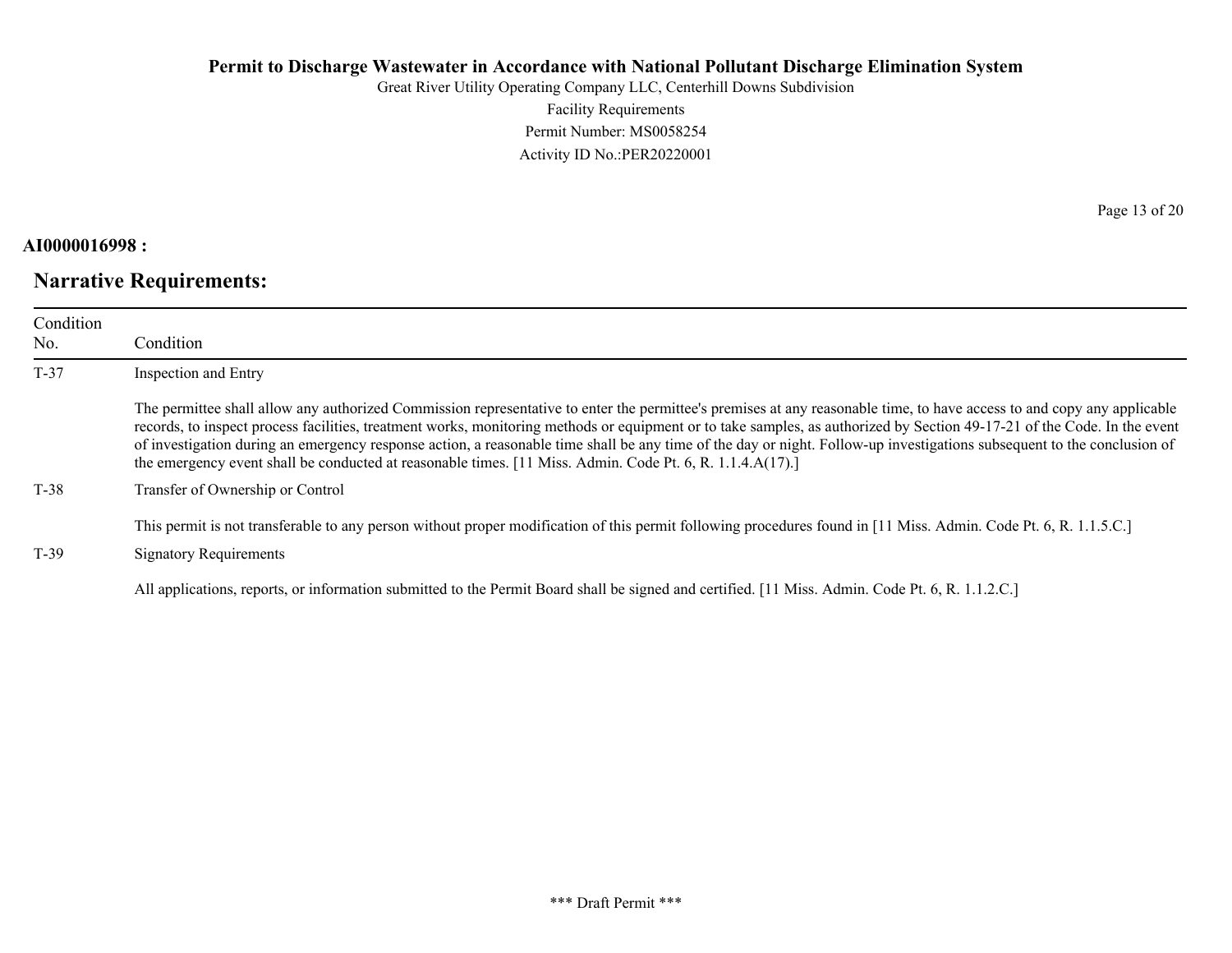**AI0000016998 :**

## Narrative Requirements:

| Condition No. | Condition |
|---|---|
| T-37 | Inspection and Entry<br><br>The permittee shall allow any authorized Commission representative to enter the permittee's premises at any reasonable time, to have access to and copy any applicable records, to inspect process facilities, treatment works, monitoring methods or equipment or to take samples, as authorized by Section 49-17-21 of the Code. In the event of investigation during an emergency response action, a reasonable time shall be any time of the day or night. Follow-up investigations subsequent to the conclusion of the emergency event shall be conducted at reasonable times. [11 Miss. Admin. Code Pt. 6, R. 1.1.4.A(17).] |
| T-38 | Transfer of Ownership or Control<br><br>This permit is not transferable to any person without proper modification of this permit following procedures found in [11 Miss. Admin. Code Pt. 6, R. 1.1.5.C.] |
| T-39 | Signatory Requirements<br><br>All applications, reports, or information submitted to the Permit Board shall be signed and certified. [11 Miss. Admin. Code Pt. 6, R. 1.1.2.C.] |

*** Draft Permit ***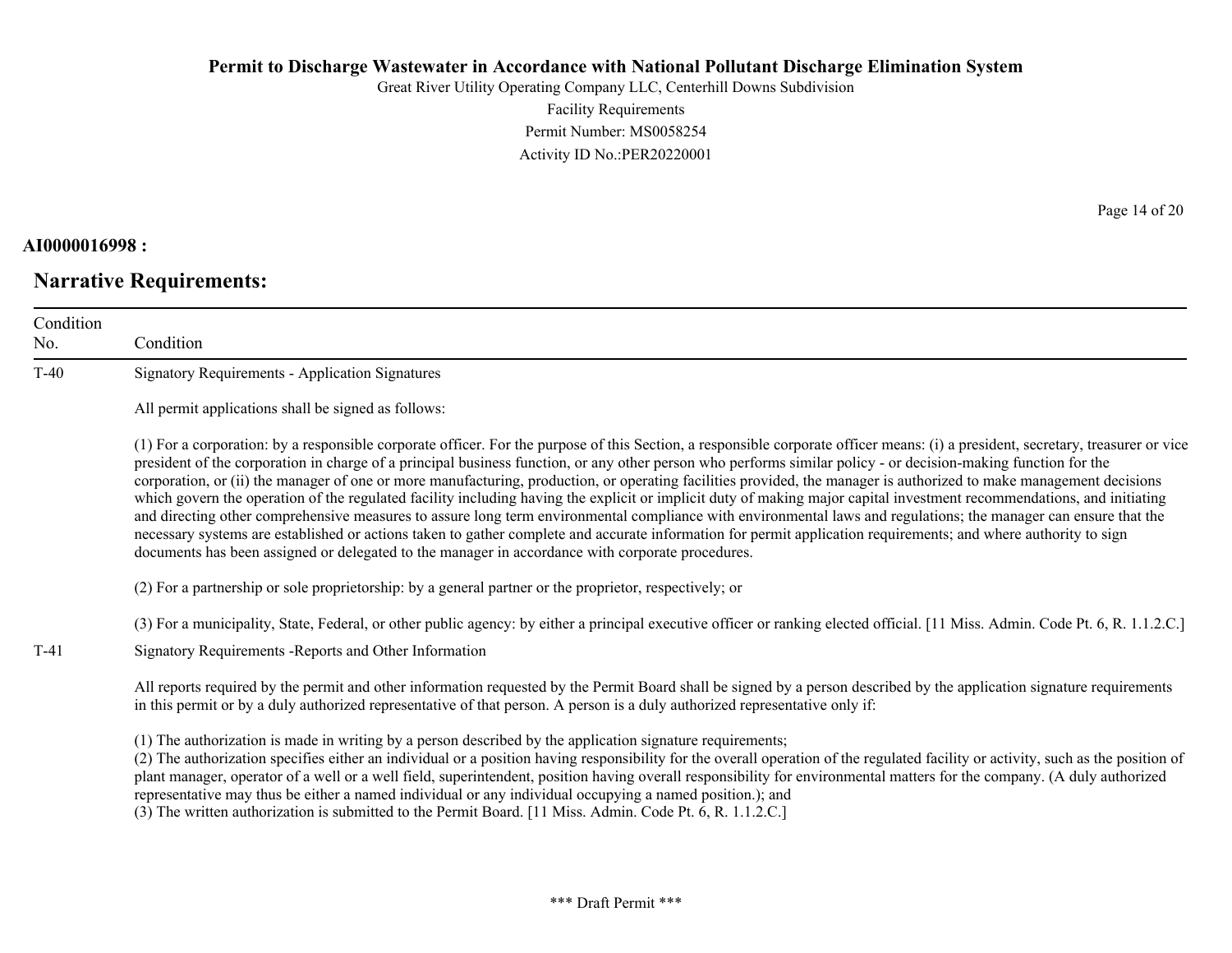**AI0000016998 :**

## Narrative Requirements:

| Condition No. | Condition |
|---|---|
| T-40 | Signatory Requirements - Application Signatures<br><br>All permit applications shall be signed as follows:<br><br>(1) For a corporation: by a responsible corporate officer. For the purpose of this Section, a responsible corporate officer means: (i) a president, secretary, treasurer or vice president of the corporation in charge of a principal business function, or any other person who performs similar policy - or decision-making function for the corporation, or (ii) the manager of one or more manufacturing, production, or operating facilities provided, the manager is authorized to make management decisions which govern the operation of the regulated facility including having the explicit or implicit duty of making major capital investment recommendations, and initiating and directing other comprehensive measures to assure long term environmental compliance with environmental laws and regulations; the manager can ensure that the necessary systems are established or actions taken to gather complete and accurate information for permit application requirements; and where authority to sign documents has been assigned or delegated to the manager in accordance with corporate procedures.<br><br>(2) For a partnership or sole proprietorship: by a general partner or the proprietor, respectively; or<br><br>(3) For a municipality, State, Federal, or other public agency: by either a principal executive officer or ranking elected official. [11 Miss. Admin. Code Pt. 6, R. 1.1.2.C.] |
| T-41 | Signatory Requirements -Reports and Other Information<br><br>All reports required by the permit and other information requested by the Permit Board shall be signed by a person described by the application signature requirements in this permit or by a duly authorized representative of that person. A person is a duly authorized representative only if:<br><br>(1) The authorization is made in writing by a person described by the application signature requirements;<br>(2) The authorization specifies either an individual or a position having responsibility for the overall operation of the regulated facility or activity, such as the position of plant manager, operator of a well or a well field, superintendent, position having overall responsibility for environmental matters for the company. (A duly authorized representative may thus be either a named individual or any individual occupying a named position.); and<br>(3) The written authorization is submitted to the Permit Board. [11 Miss. Admin. Code Pt. 6, R. 1.1.2.C.] |

*** Draft Permit ***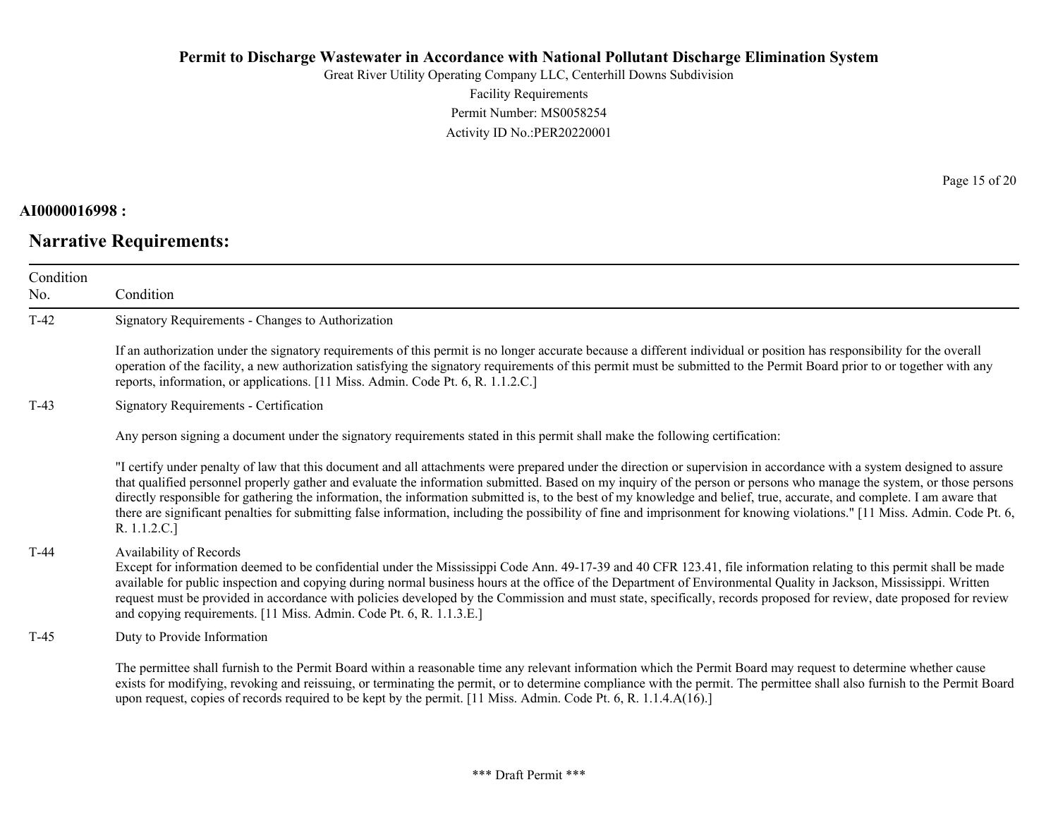**AI0000016998 :**

## Narrative Requirements:

| Condition No. | Condition |
|---|---|
| T-42 | Signatory Requirements - Changes to Authorization<br><br>If an authorization under the signatory requirements of this permit is no longer accurate because a different individual or position has responsibility for the overall operation of the facility, a new authorization satisfying the signatory requirements of this permit must be submitted to the Permit Board prior to or together with any reports, information, or applications. [11 Miss. Admin. Code Pt. 6, R. 1.1.2.C.] |
| T-43 | Signatory Requirements - Certification<br><br>Any person signing a document under the signatory requirements stated in this permit shall make the following certification:<br><br>"I certify under penalty of law that this document and all attachments were prepared under the direction or supervision in accordance with a system designed to assure that qualified personnel properly gather and evaluate the information submitted. Based on my inquiry of the person or persons who manage the system, or those persons directly responsible for gathering the information, the information submitted is, to the best of my knowledge and belief, true, accurate, and complete. I am aware that there are significant penalties for submitting false information, including the possibility of fine and imprisonment for knowing violations." [11 Miss. Admin. Code Pt. 6, R. 1.1.2.C.] |
| T-44 | Availability of Records<br>Except for information deemed to be confidential under the Mississippi Code Ann. 49-17-39 and 40 CFR 123.41, file information relating to this permit shall be made available for public inspection and copying during normal business hours at the office of the Department of Environmental Quality in Jackson, Mississippi. Written request must be provided in accordance with policies developed by the Commission and must state, specifically, records proposed for review, date proposed for review and copying requirements. [11 Miss. Admin. Code Pt. 6, R. 1.1.3.E.] |
| T-45 | Duty to Provide Information<br><br>The permittee shall furnish to the Permit Board within a reasonable time any relevant information which the Permit Board may request to determine whether cause exists for modifying, revoking and reissuing, or terminating the permit, or to determine compliance with the permit. The permittee shall also furnish to the Permit Board upon request, copies of records required to be kept by the permit. [11 Miss. Admin. Code Pt. 6, R. 1.1.4.A(16).] |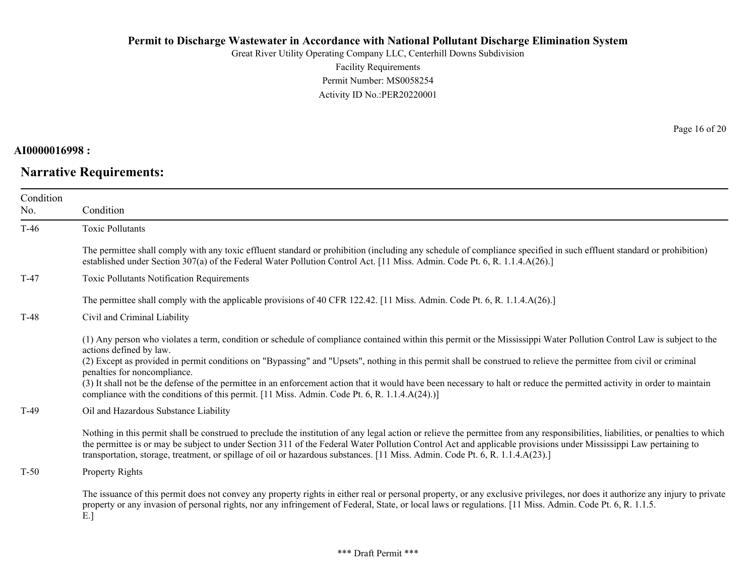**AI0000016998 :**

## Narrative Requirements:

| Condition No. | Condition |
|---|---|
| T-46 | Toxic Pollutants<br><br>The permittee shall comply with any toxic effluent standard or prohibition (including any schedule of compliance specified in such effluent standard or prohibition) established under Section 307(a) of the Federal Water Pollution Control Act. [11 Miss. Admin. Code Pt. 6, R. 1.1.4.A(26).] |
| T-47 | Toxic Pollutants Notification Requirements<br><br>The permittee shall comply with the applicable provisions of 40 CFR 122.42. [11 Miss. Admin. Code Pt. 6, R. 1.1.4.A(26).] |
| T-48 | Civil and Criminal Liability<br><br>(1) Any person who violates a term, condition or schedule of compliance contained within this permit or the Mississippi Water Pollution Control Law is subject to the actions defined by law.<br>(2) Except as provided in permit conditions on "Bypassing" and "Upsets", nothing in this permit shall be construed to relieve the permittee from civil or criminal penalties for noncompliance.<br>(3) It shall not be the defense of the permittee in an enforcement action that it would have been necessary to halt or reduce the permitted activity in order to maintain compliance with the conditions of this permit. [11 Miss. Admin. Code Pt. 6, R. 1.1.4.A(24).)] |
| T-49 | Oil and Hazardous Substance Liability<br><br>Nothing in this permit shall be construed to preclude the institution of any legal action or relieve the permittee from any responsibilities, liabilities, or penalties to which the permittee is or may be subject to under Section 311 of the Federal Water Pollution Control Act and applicable provisions under Mississippi Law pertaining to transportation, storage, treatment, or spillage of oil or hazardous substances. [11 Miss. Admin. Code Pt. 6, R. 1.1.4.A(23).] |
| T-50 | Property Rights<br><br>The issuance of this permit does not convey any property rights in either real or personal property, or any exclusive privileges, nor does it authorize any injury to private property or any invasion of personal rights, nor any infringement of Federal, State, or local laws or regulations. [11 Miss. Admin. Code Pt. 6, R. 1.1.5.<br>E.] |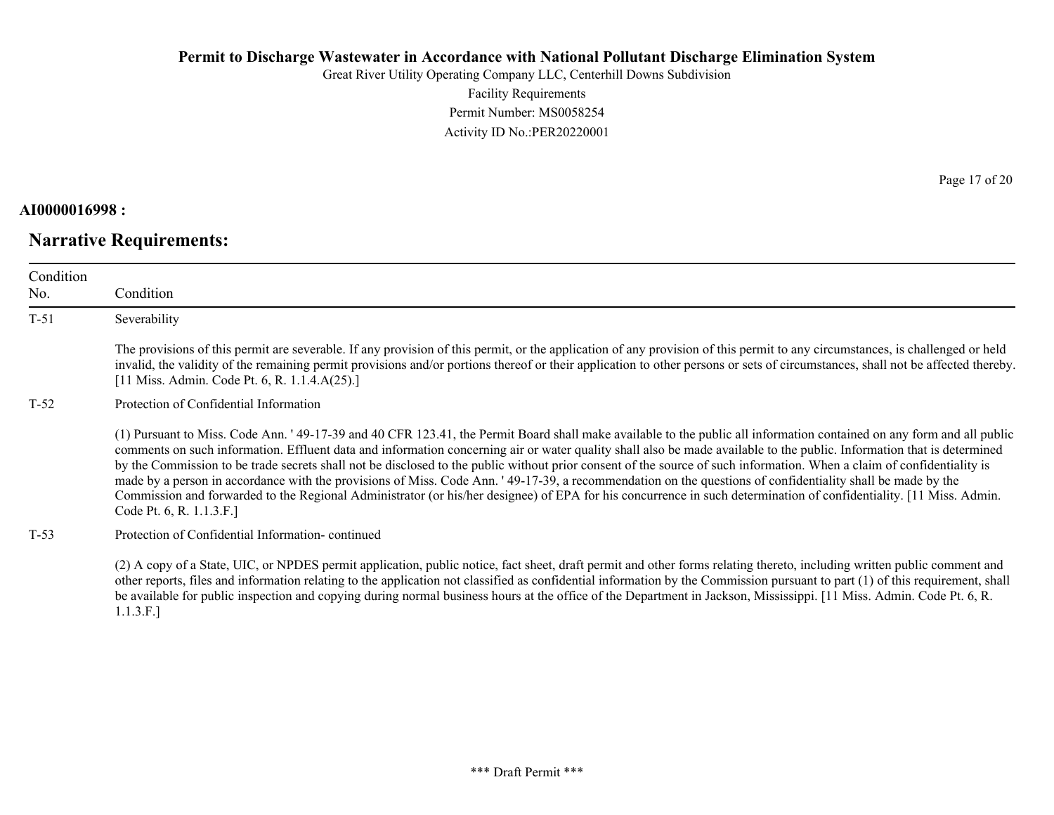**AI0000016998 :**

## Narrative Requirements:

| Condition No. | Condition |
|---|---|
| T-51 | Severability<br><br>The provisions of this permit are severable. If any provision of this permit, or the application of any provision of this permit to any circumstances, is challenged or held invalid, the validity of the remaining permit provisions and/or portions thereof or their application to other persons or sets of circumstances, shall not be affected thereby. [11 Miss. Admin. Code Pt. 6, R. 1.1.4.A(25).] |
| T-52 | Protection of Confidential Information<br><br>(1) Pursuant to Miss. Code Ann. ' 49-17-39 and 40 CFR 123.41, the Permit Board shall make available to the public all information contained on any form and all public comments on such information. Effluent data and information concerning air or water quality shall also be made available to the public. Information that is determined by the Commission to be trade secrets shall not be disclosed to the public without prior consent of the source of such information. When a claim of confidentiality is made by a person in accordance with the provisions of Miss. Code Ann. ' 49-17-39, a recommendation on the questions of confidentiality shall be made by the Commission and forwarded to the Regional Administrator (or his/her designee) of EPA for his concurrence in such determination of confidentiality. [11 Miss. Admin. Code Pt. 6, R. 1.1.3.F.] |
| T-53 | Protection of Confidential Information- continued<br><br>(2) A copy of a State, UIC, or NPDES permit application, public notice, fact sheet, draft permit and other forms relating thereto, including written public comment and other reports, files and information relating to the application not classified as confidential information by the Commission pursuant to part (1) of this requirement, shall be available for public inspection and copying during normal business hours at the office of the Department in Jackson, Mississippi. [11 Miss. Admin. Code Pt. 6, R. 1.1.3.F.] |

\*\*\* Draft Permit \*\*\*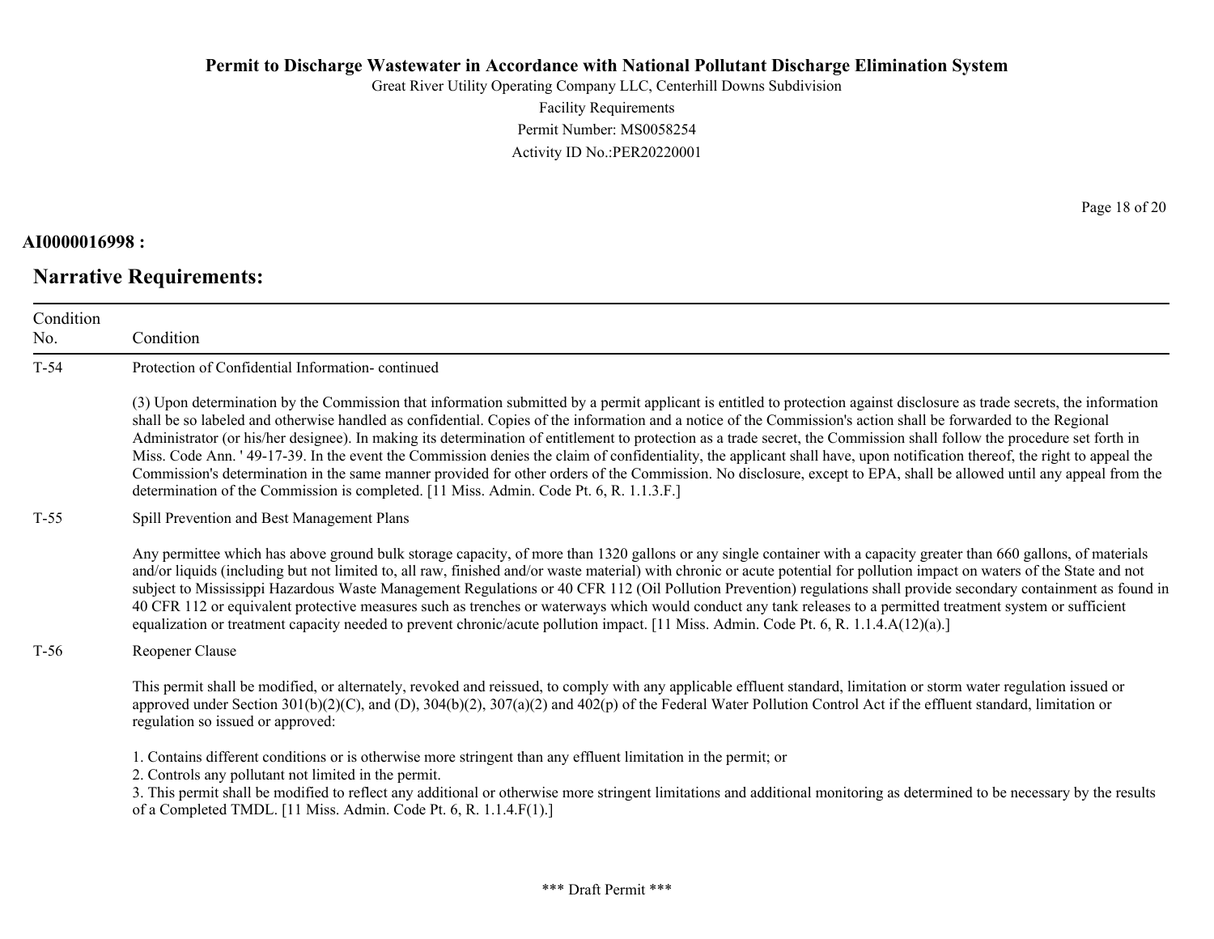**AI0000016998 :**

## Narrative Requirements:

| Condition No. | Condition |
|---|---|
| T-54 | Protection of Confidential Information- continued<br><br>(3) Upon determination by the Commission that information submitted by a permit applicant is entitled to protection against disclosure as trade secrets, the information shall be so labeled and otherwise handled as confidential. Copies of the information and a notice of the Commission's action shall be forwarded to the Regional Administrator (or his/her designee). In making its determination of entitlement to protection as a trade secret, the Commission shall follow the procedure set forth in Miss. Code Ann. ' 49-17-39. In the event the Commission denies the claim of confidentiality, the applicant shall have, upon notification thereof, the right to appeal the Commission's determination in the same manner provided for other orders of the Commission. No disclosure, except to EPA, shall be allowed until any appeal from the determination of the Commission is completed. [11 Miss. Admin. Code Pt. 6, R. 1.1.3.F.] |
| T-55 | Spill Prevention and Best Management Plans<br><br>Any permittee which has above ground bulk storage capacity, of more than 1320 gallons or any single container with a capacity greater than 660 gallons, of materials and/or liquids (including but not limited to, all raw, finished and/or waste material) with chronic or acute potential for pollution impact on waters of the State and not subject to Mississippi Hazardous Waste Management Regulations or 40 CFR 112 (Oil Pollution Prevention) regulations shall provide secondary containment as found in 40 CFR 112 or equivalent protective measures such as trenches or waterways which would conduct any tank releases to a permitted treatment system or sufficient equalization or treatment capacity needed to prevent chronic/acute pollution impact. [11 Miss. Admin. Code Pt. 6, R. 1.1.4.A(12)(a).] |
| T-56 | Reopener Clause<br><br>This permit shall be modified, or alternately, revoked and reissued, to comply with any applicable effluent standard, limitation or storm water regulation issued or approved under Section 301(b)(2)(C), and (D), 304(b)(2), 307(a)(2) and 402(p) of the Federal Water Pollution Control Act if the effluent standard, limitation or regulation so issued or approved:<br><br>1. Contains different conditions or is otherwise more stringent than any effluent limitation in the permit; or<br>2. Controls any pollutant not limited in the permit.<br>3. This permit shall be modified to reflect any additional or otherwise more stringent limitations and additional monitoring as determined to be necessary by the results of a Completed TMDL. [11 Miss. Admin. Code Pt. 6, R. 1.1.4.F(1).] |

*** Draft Permit ***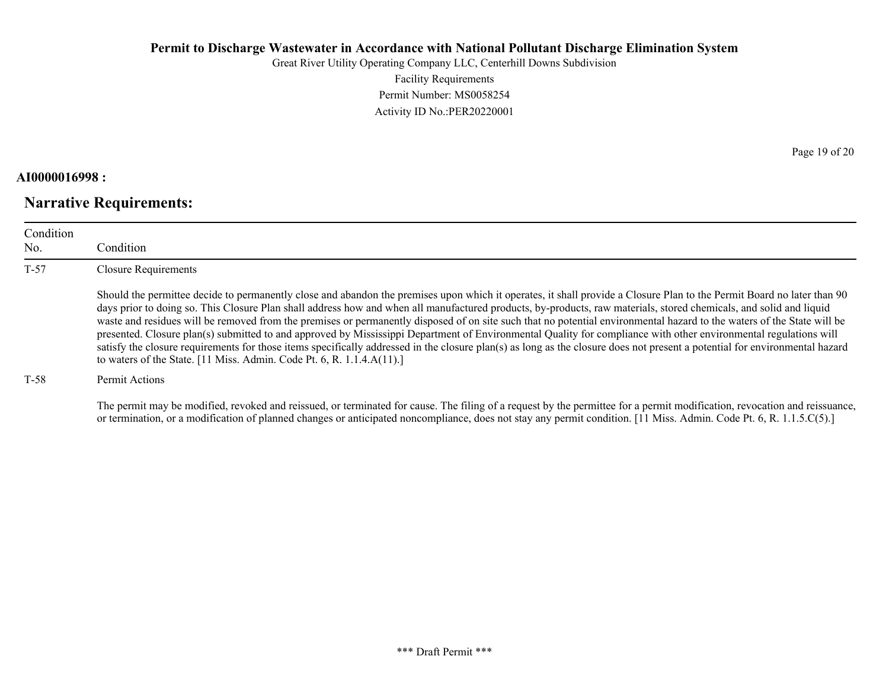**AI0000016998 :**

## Narrative Requirements:

| Condition No. | Condition |
|---|---|
| T-57 | Closure Requirements<br><br>Should the permittee decide to permanently close and abandon the premises upon which it operates, it shall provide a Closure Plan to the Permit Board no later than 90 days prior to doing so. This Closure Plan shall address how and when all manufactured products, by-products, raw materials, stored chemicals, and solid and liquid waste and residues will be removed from the premises or permanently disposed of on site such that no potential environmental hazard to the waters of the State will be presented. Closure plan(s) submitted to and approved by Mississippi Department of Environmental Quality for compliance with other environmental regulations will satisfy the closure requirements for those items specifically addressed in the closure plan(s) as long as the closure does not present a potential for environmental hazard to waters of the State. [11 Miss. Admin. Code Pt. 6, R. 1.1.4.A(11).] |
| T-58 | Permit Actions<br><br>The permit may be modified, revoked and reissued, or terminated for cause. The filing of a request by the permittee for a permit modification, revocation and reissuance, or termination, or a modification of planned changes or anticipated noncompliance, does not stay any permit condition. [11 Miss. Admin. Code Pt. 6, R. 1.1.5.C(5).] |

\*\*\* Draft Permit \*\*\*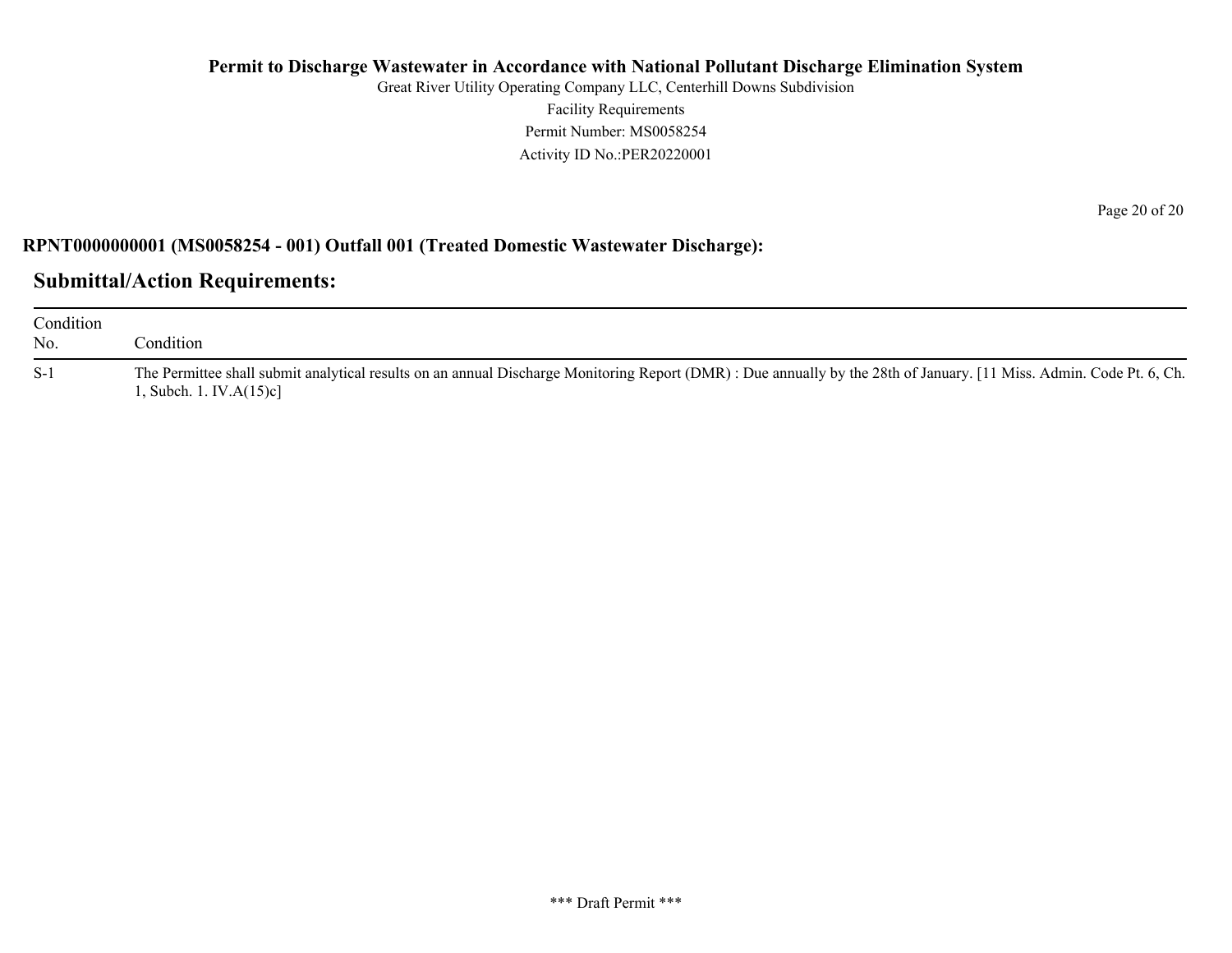**RPNT0000000001 (MS0058254 - 001) Outfall 001 (Treated Domestic Wastewater Discharge):**

## Submittal/Action Requirements:

| Condition No. | Condition |
|---|---|
| S-1 | The Permittee shall submit analytical results on an annual Discharge Monitoring Report (DMR) : Due annually by the 28th of January. [11 Miss. Admin. Code Pt. 6, Ch. 1, Subch. 1. IV.A(15)c] |

*** Draft Permit ***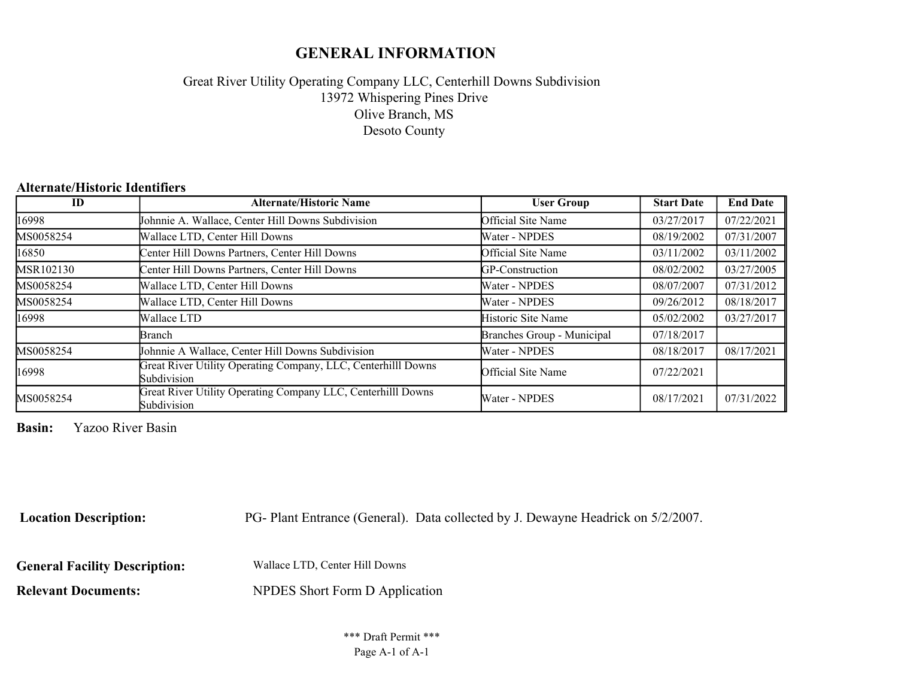# GENERAL INFORMATION

Great River Utility Operating Company LLC, Centerhill Downs Subdivision
13972 Whispering Pines Drive
Olive Branch, MS
Desoto County

**Alternate/Historic Identifiers**

| ID | Alternate/Historic Name | User Group | Start Date | End Date |
|---|---|---|---|---|
| 16998 | Johnnie A. Wallace, Center Hill Downs Subdivision | Official Site Name | 03/27/2017 | 07/22/2021 |
| MS0058254 | Wallace LTD, Center Hill Downs | Water - NPDES | 08/19/2002 | 07/31/2007 |
| 16850 | Center Hill Downs Partners, Center Hill Downs | Official Site Name | 03/11/2002 | 03/11/2002 |
| MSR102130 | Center Hill Downs Partners, Center Hill Downs | GP-Construction | 08/02/2002 | 03/27/2005 |
| MS0058254 | Wallace LTD, Center Hill Downs | Water - NPDES | 08/07/2007 | 07/31/2012 |
| MS0058254 | Wallace LTD, Center Hill Downs | Water - NPDES | 09/26/2012 | 08/18/2017 |
| 16998 | Wallace LTD | Historic Site Name | 05/02/2002 | 03/27/2017 |
| | Branch | Branches Group - Municipal | 07/18/2017 | |
| MS0058254 | Johnnie A Wallace, Center Hill Downs Subdivision | Water - NPDES | 08/18/2017 | 08/17/2021 |
| 16998 | Great River Utility Operating Company, LLC, Centerhilll Downs Subdivision | Official Site Name | 07/22/2021 | |
| MS0058254 | Great River Utility Operating Company LLC, Centerhilll Downs Subdivision | Water - NPDES | 08/17/2021 | 07/31/2022 |

**Basin:** Yazoo River Basin

**Location Description:** PG- Plant Entrance (General). Data collected by J. Dewayne Headrick on 5/2/2007.

**General Facility Description:** Wallace LTD, Center Hill Downs

**Relevant Documents:** NPDES Short Form D Application

\*\*\* Draft Permit \*\*\*